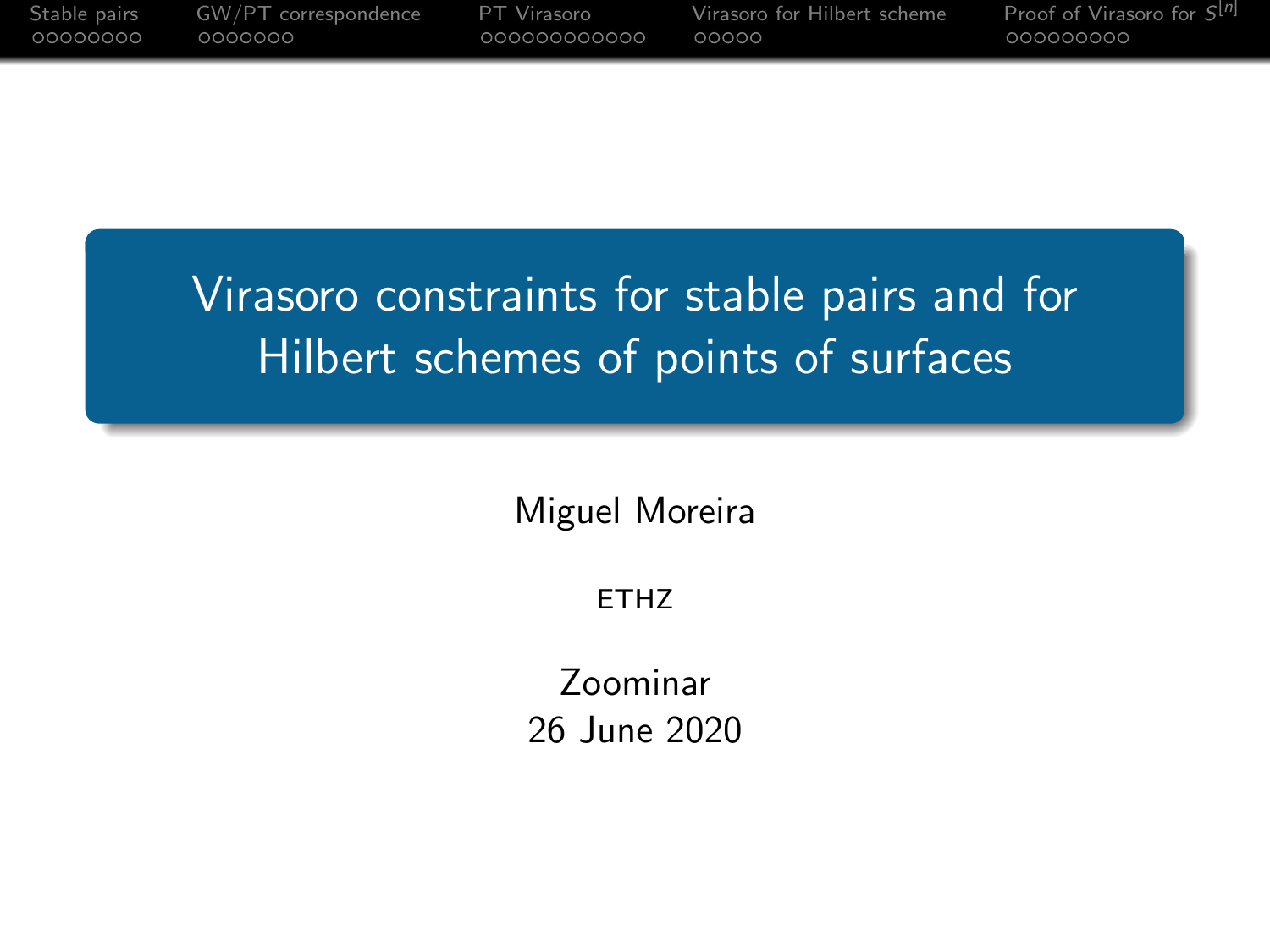# Virasoro constraints for stable pairs and for Hilbert schemes of points of surfaces

Miguel Moreira

ETHZ

Zoominar
26 June 2020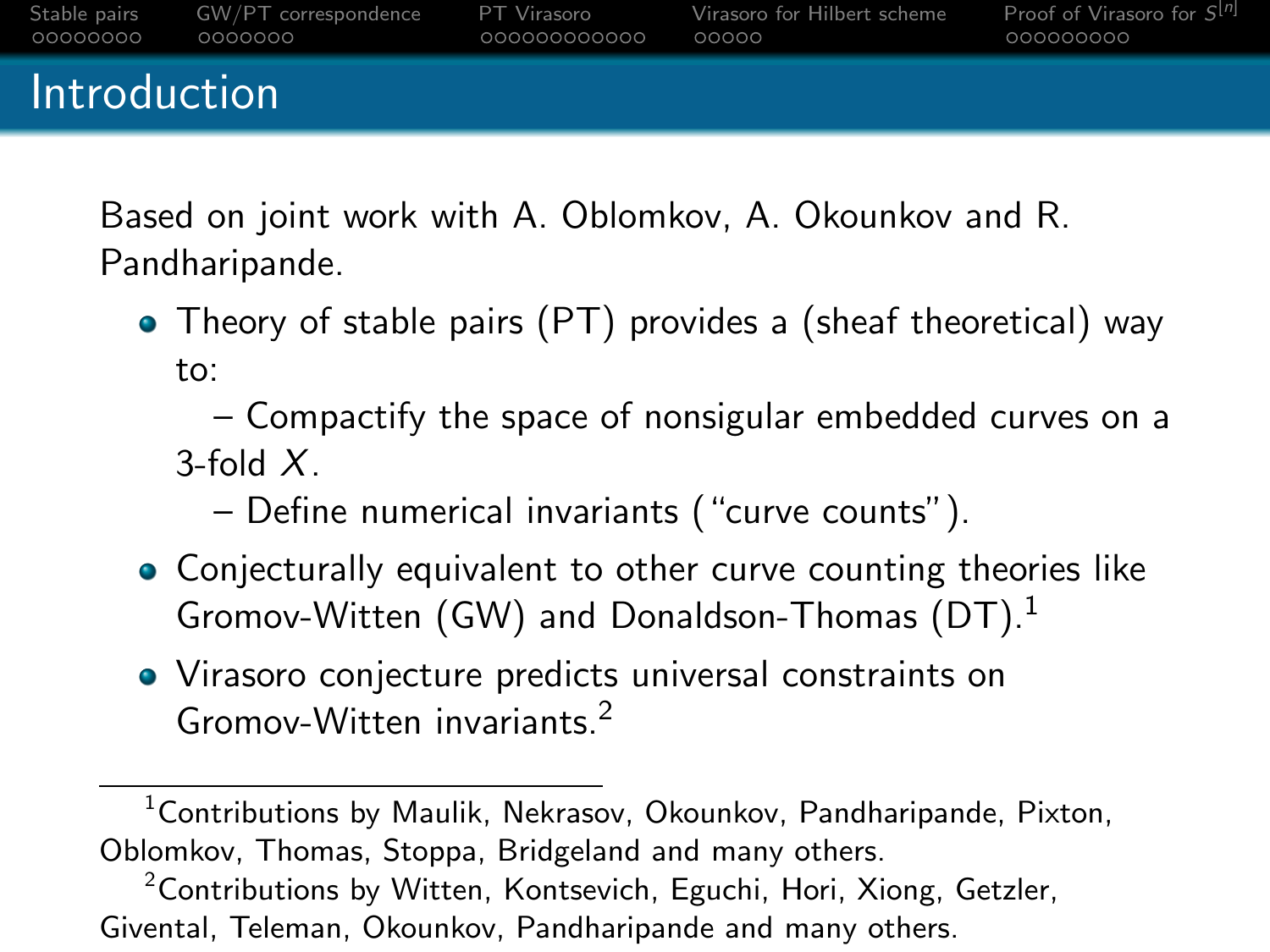# Introduction

Based on joint work with A. Oblomkov, A. Okounkov and R. Pandharipande.

- Theory of stable pairs (PT) provides a (sheaf theoretical) way to:
  - Compactify the space of nonsingular embedded curves on a 3-fold $X$.
  - Define numerical invariants (“curve counts”).
- Conjecturally equivalent to other curve counting theories like Gromov-Witten (GW) and Donaldson-Thomas (DT).[1]
- Virasoro conjecture predicts universal constraints on Gromov-Witten invariants.[2]

---

[1] Contributions by Maulik, Nekrasov, Okounkov, Pandharipande, Pixton, Oblomkov, Thomas, Stoppa, Bridgeland and many others.

[2] Contributions by Witten, Kontsevich, Eguchi, Hori, Xiong, Getzler, Givental, Teleman, Okounkov, Pandharipande and many others.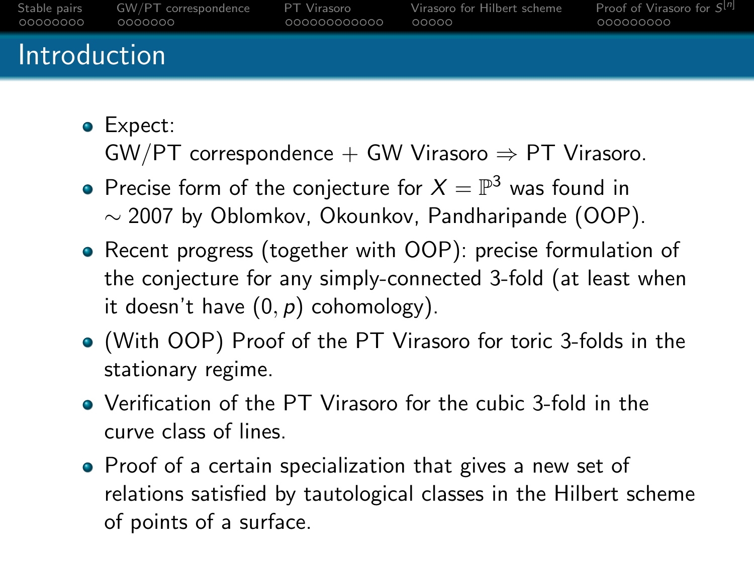## Introduction

- Expect:
  GW/PT correspondence + GW Virasoro $\Rightarrow$ PT Virasoro.
- Precise form of the conjecture for $X = \mathbb{P}^3$ was found in $\sim$ 2007 by Oblomkov, Okounkov, Pandharipande (OOP).
- Recent progress (together with OOP): precise formulation of the conjecture for any simply-connected 3-fold (at least when it doesn't have $(0, p)$ cohomology).
- (With OOP) Proof of the PT Virasoro for toric 3-folds in the stationary regime.
- Verification of the PT Virasoro for the cubic 3-fold in the curve class of lines.
- Proof of a certain specialization that gives a new set of relations satisfied by tautological classes in the Hilbert scheme of points of a surface.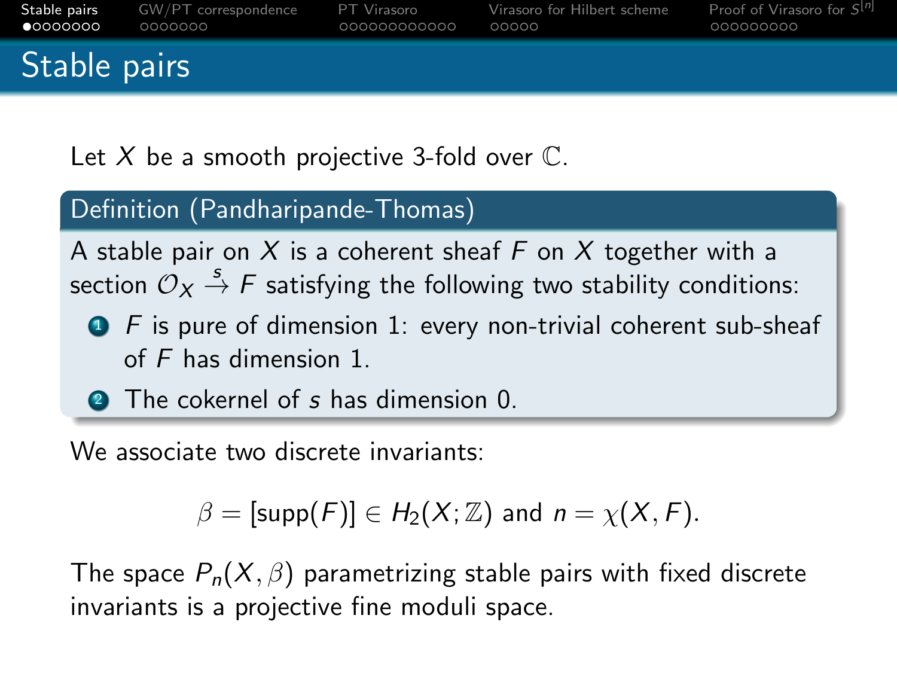# Stable pairs

Let $X$ be a smooth projective 3-fold over $\mathbb{C}$.

**Definition (Pandharipande-Thomas)**

A stable pair on $X$ is a coherent sheaf $F$ on $X$ together with a section $\mathcal{O}_X \xrightarrow{s} F$ satisfying the following two stability conditions:

1. $F$ is pure of dimension 1: every non-trivial coherent sub-sheaf of $F$ has dimension 1.
2. The cokernel of $s$ has dimension 0.

We associate two discrete invariants:

$$\beta = [\mathrm{supp}(F)] \in H_2(X; \mathbb{Z}) \text{ and } n = \chi(X, F).$$

The space $P_n(X, \beta)$ parametrizing stable pairs with fixed discrete invariants is a projective fine moduli space.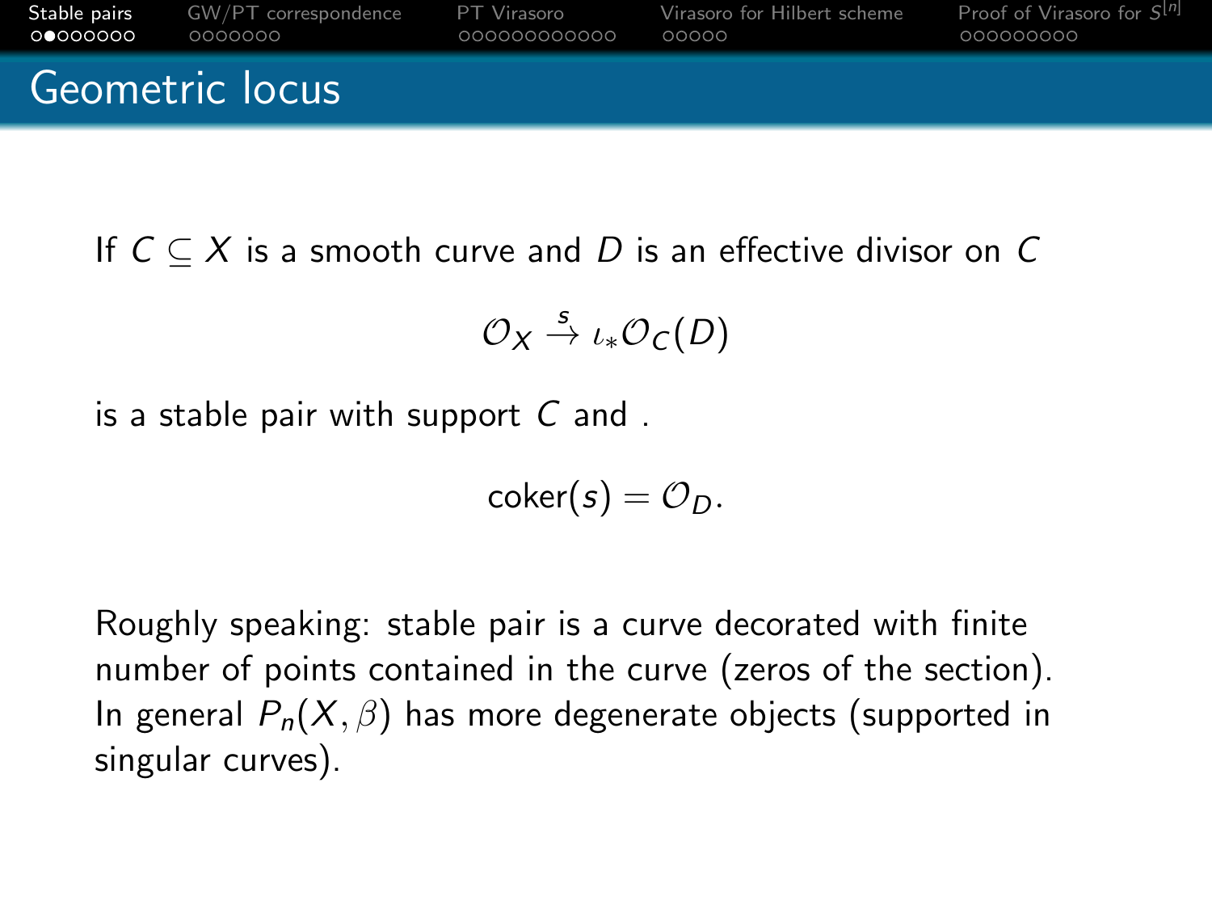# Geometric locus

If $C \subseteq X$ is a smooth curve and $D$ is an effective divisor on $C$

$$\mathcal{O}_X \xrightarrow{s} \iota_* \mathcal{O}_C(D)$$

is a stable pair with support $C$ and .

$$\mathrm{coker}(s) = \mathcal{O}_D.$$

Roughly speaking: stable pair is a curve decorated with finite number of points contained in the curve (zeros of the section). In general $P_n(X, \beta)$ has more degenerate objects (supported in singular curves).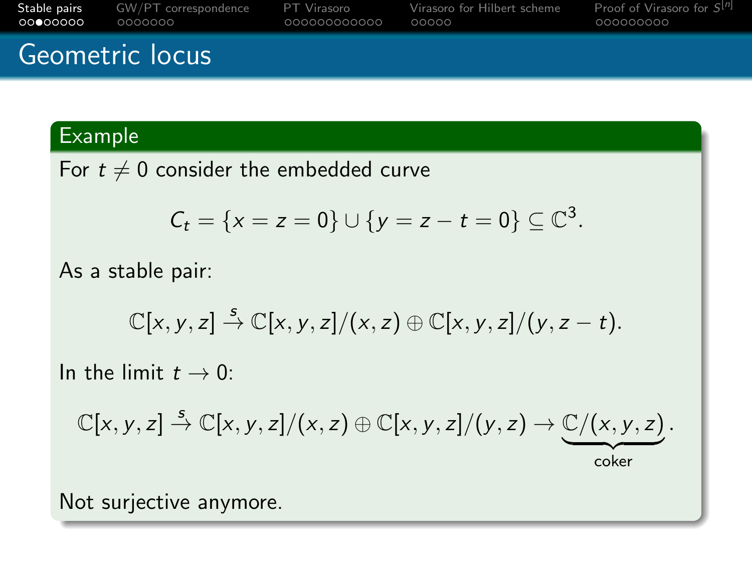# Geometric locus

**Example**

For $t \neq 0$ consider the embedded curve

$$C_t = \{x = z = 0\} \cup \{y = z - t = 0\} \subseteq \mathbb{C}^3.$$

As a stable pair:

$$\mathbb{C}[x, y, z] \xrightarrow{s} \mathbb{C}[x, y, z]/(x, z) \oplus \mathbb{C}[x, y, z]/(y, z - t).$$

In the limit $t \to 0$:

$$\mathbb{C}[x, y, z] \xrightarrow{s} \mathbb{C}[x, y, z]/(x, z) \oplus \mathbb{C}[x, y, z]/(y, z) \to \underbrace{\mathbb{C}/(x, y, z)}_{\text{coker}}.$$

Not surjective anymore.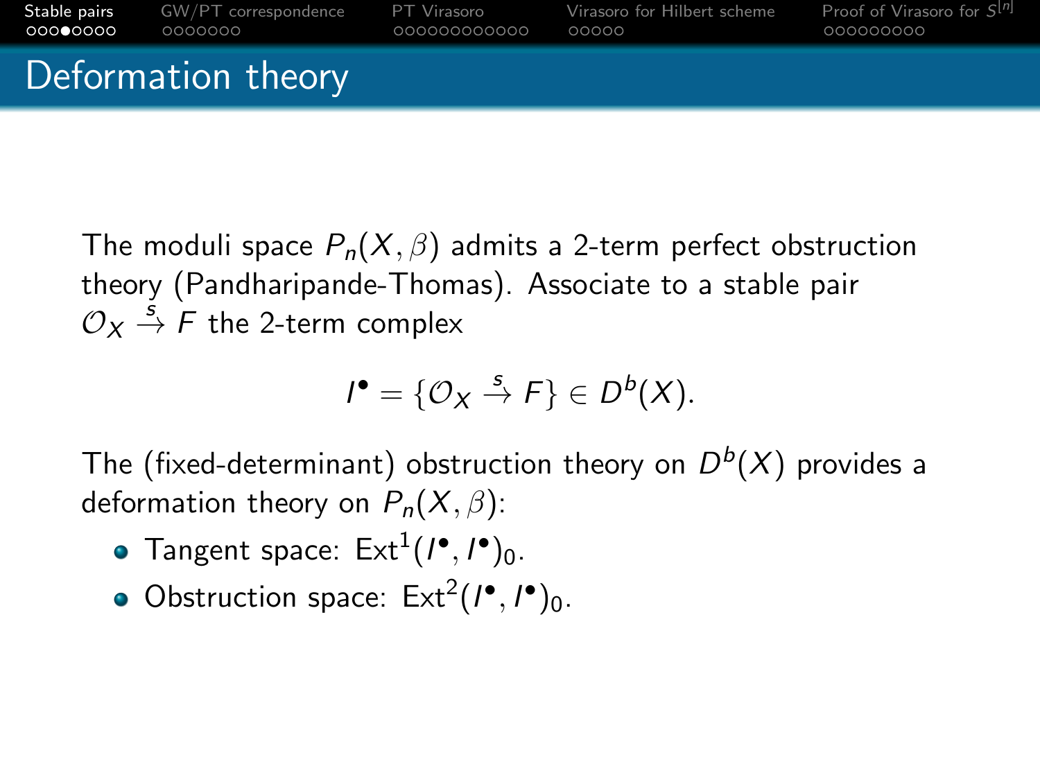# Deformation theory

The moduli space $P_n(X, \beta)$ admits a 2-term perfect obstruction theory (Pandharipande-Thomas). Associate to a stable pair $\mathcal{O}_X \xrightarrow{s} F$ the 2-term complex

$$I^\bullet = \{\mathcal{O}_X \xrightarrow{s} F\} \in D^b(X).$$

The (fixed-determinant) obstruction theory on $D^b(X)$ provides a deformation theory on $P_n(X, \beta)$:

- Tangent space: $\mathrm{Ext}^1(I^\bullet, I^\bullet)_0$.
- Obstruction space: $\mathrm{Ext}^2(I^\bullet, I^\bullet)_0$.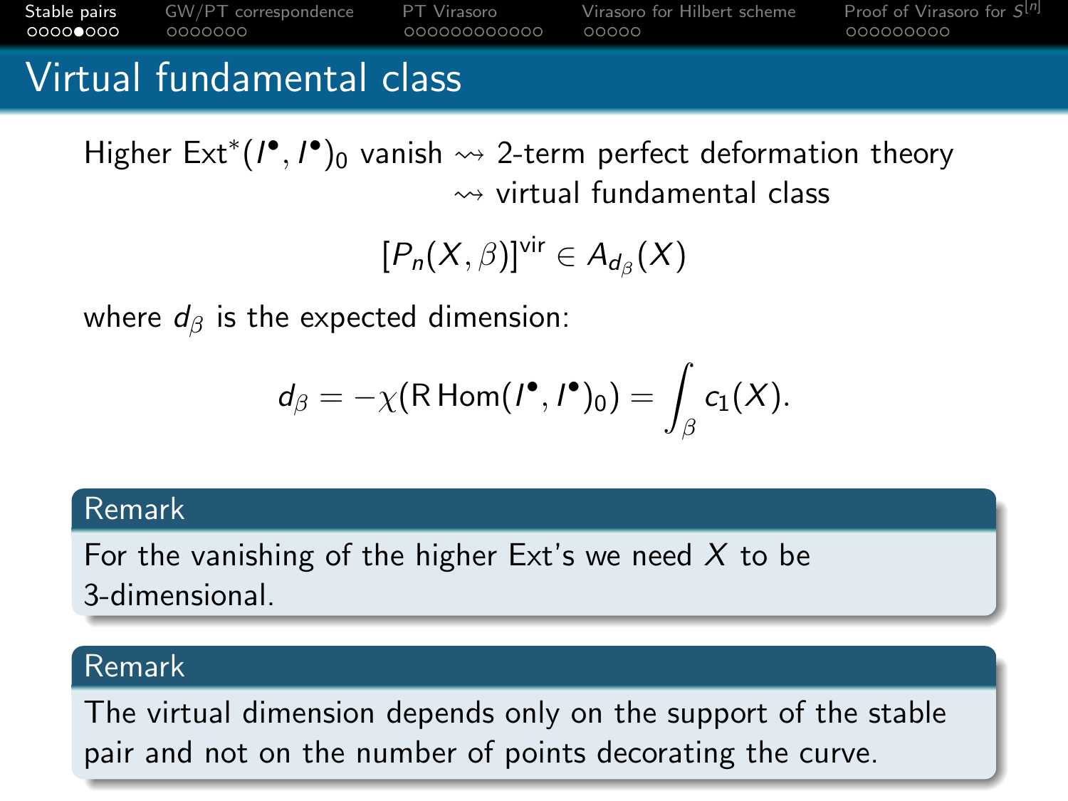# Virtual fundamental class

Higher $\mathrm{Ext}^*(I^\bullet, I^\bullet)_0$ vanish $\rightsquigarrow$ 2-term perfect deformation theory
$\rightsquigarrow$ virtual fundamental class

$$[P_n(X,\beta)]^{\mathrm{vir}} \in A_{d_\beta}(X)$$

where $d_\beta$ is the expected dimension:

$$d_\beta = -\chi(\mathrm{R}\,\mathrm{Hom}(I^\bullet, I^\bullet)_0) = \int_\beta c_1(X).$$

**Remark**

For the vanishing of the higher Ext's we need $X$ to be 3-dimensional.

**Remark**

The virtual dimension depends only on the support of the stable pair and not on the number of points decorating the curve.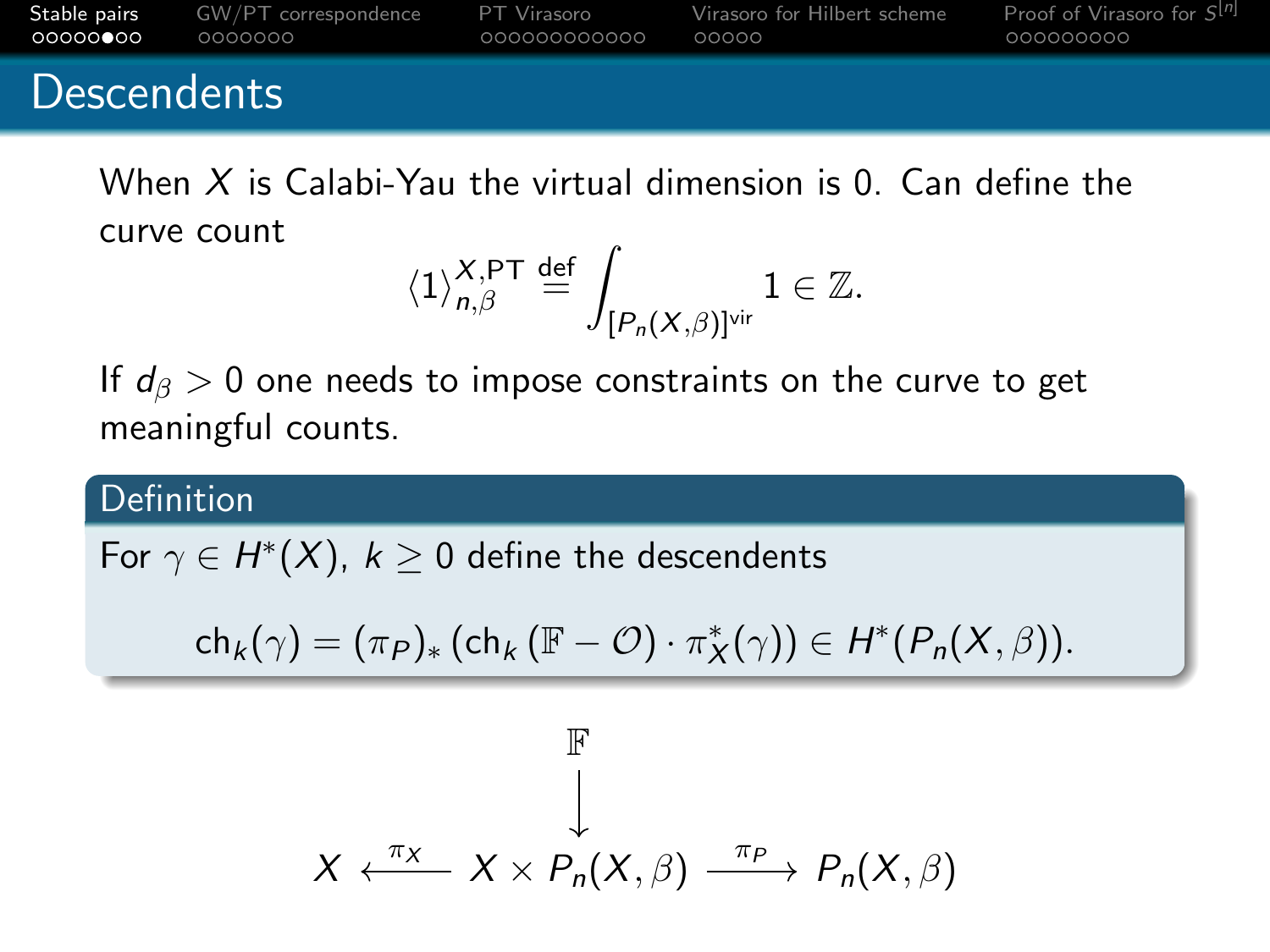# Descendents

When $X$ is Calabi-Yau the virtual dimension is 0. Can define the curve count

$$\langle 1 \rangle_{n,\beta}^{X,\mathrm{PT}} \overset{\text{def}}{=} \int_{[P_n(X,\beta)]^{\mathrm{vir}}} 1 \in \mathbb{Z}.$$

If $d_\beta > 0$ one needs to impose constraints on the curve to get meaningful counts.

**Definition**

For $\gamma \in H^*(X)$, $k \geq 0$ define the descendents

$$\mathrm{ch}_k(\gamma) = (\pi_P)_* \left( \mathrm{ch}_k \left( \mathbb{F} - \mathcal{O} \right) \cdot \pi_X^*(\gamma) \right) \in H^*(P_n(X, \beta)).$$

$$\begin{array}{ccccc} & & \mathbb{F} & & \\ & & \downarrow & & \\ X & \xleftarrow{\pi_X} & X \times P_n(X,\beta) & \xrightarrow{\pi_P} & P_n(X,\beta) \end{array}$$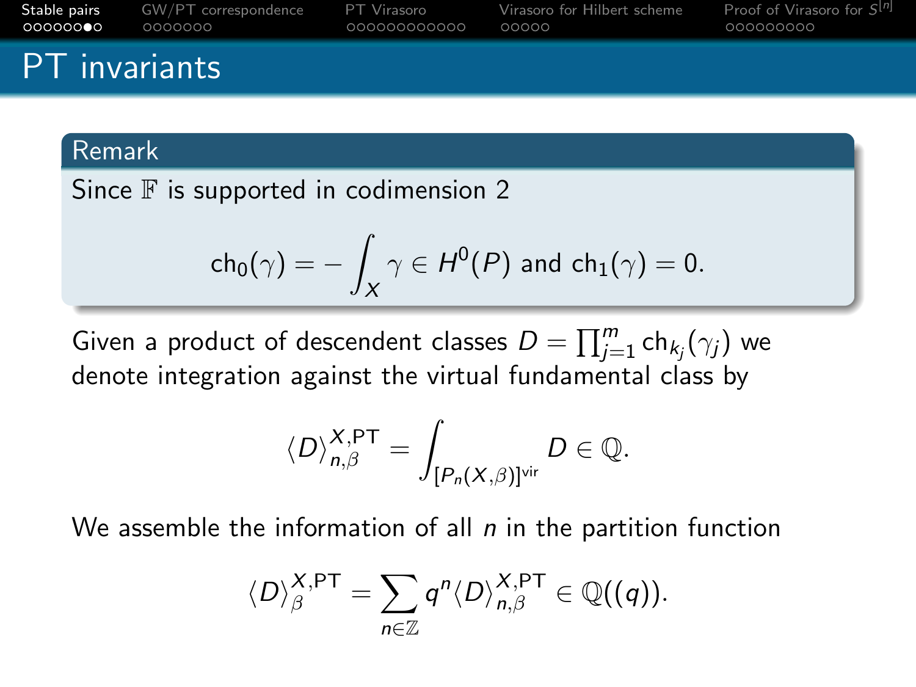# PT invariants

**Remark**

Since $\mathbb{F}$ is supported in codimension 2

$$\mathrm{ch}_0(\gamma) = -\int_X \gamma \in H^0(P) \text{ and } \mathrm{ch}_1(\gamma) = 0.$$

Given a product of descendent classes $D = \prod_{j=1}^m \mathrm{ch}_{k_j}(\gamma_j)$ we denote integration against the virtual fundamental class by

$$\langle D \rangle_{n,\beta}^{X,\mathrm{PT}} = \int_{[P_n(X,\beta)]^{\mathrm{vir}}} D \in \mathbb{Q}.$$

We assemble the information of all $n$ in the partition function

$$\langle D \rangle_{\beta}^{X,\mathrm{PT}} = \sum_{n\in\mathbb{Z}} q^n \langle D \rangle_{n,\beta}^{X,\mathrm{PT}} \in \mathbb{Q}((q)).$$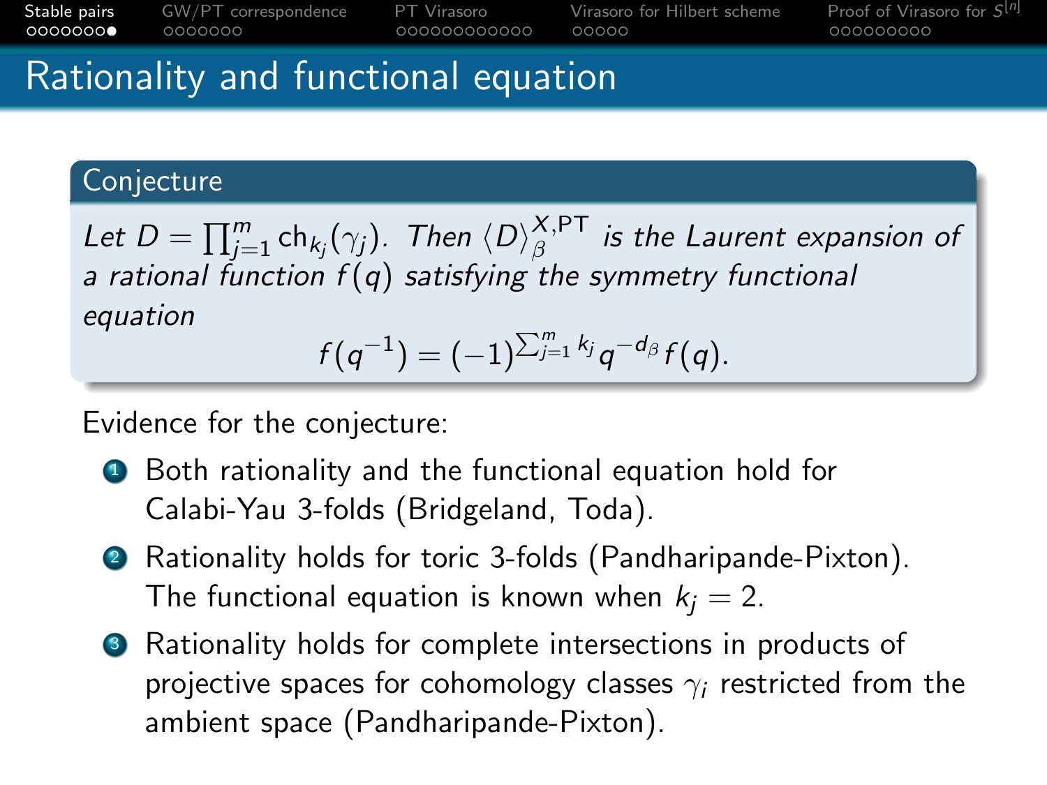# Rationality and functional equation

**Conjecture**

*Let $D = \prod_{j=1}^{m} \mathrm{ch}_{k_j}(\gamma_j)$. Then $\langle D \rangle_{\beta}^{X,\mathrm{PT}}$ is the Laurent expansion of a rational function $f(q)$ satisfying the symmetry functional equation*

$$f(q^{-1}) = (-1)^{\sum_{j=1}^{m} k_j} q^{-d_\beta} f(q).$$

Evidence for the conjecture:

1. Both rationality and the functional equation hold for Calabi-Yau 3-folds (Bridgeland, Toda).
2. Rationality holds for toric 3-folds (Pandharipande-Pixton). The functional equation is known when $k_j = 2$.
3. Rationality holds for complete intersections in products of projective spaces for cohomology classes $\gamma_i$ restricted from the ambient space (Pandharipande-Pixton).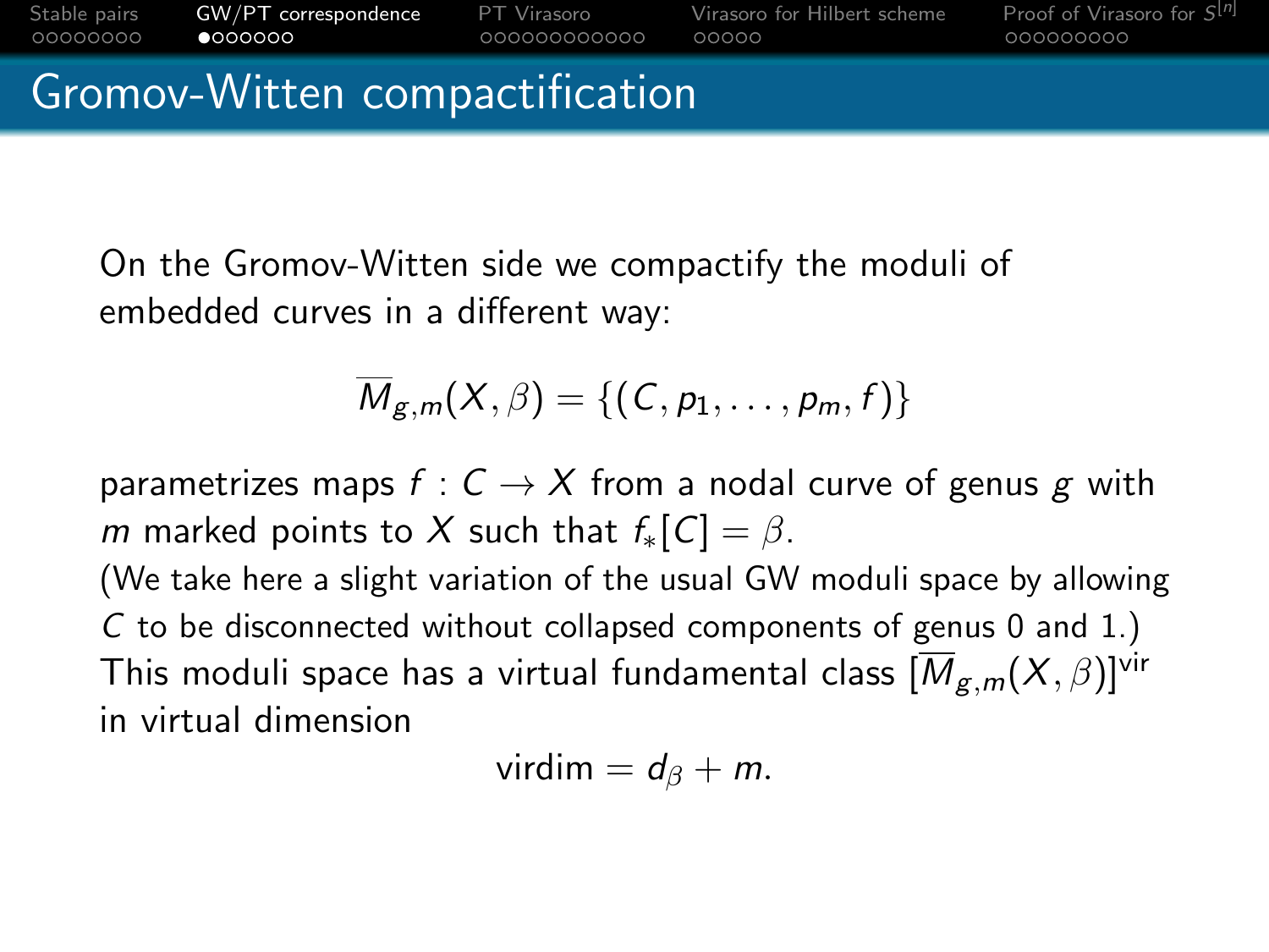# Gromov-Witten compactification

On the Gromov-Witten side we compactify the moduli of embedded curves in a different way:

$$\overline{M}_{g,m}(X,\beta) = \{(C, p_1, \ldots, p_m, f)\}$$

parametrizes maps $f : C \to X$ from a nodal curve of genus $g$ with $m$ marked points to $X$ such that $f_*[C] = \beta$.

(We take here a slight variation of the usual GW moduli space by allowing $C$ to be disconnected without collapsed components of genus 0 and 1.)

This moduli space has a virtual fundamental class $[\overline{M}_{g,m}(X,\beta)]^{\text{vir}}$ in virtual dimension

$$\text{virdim} = d_\beta + m.$$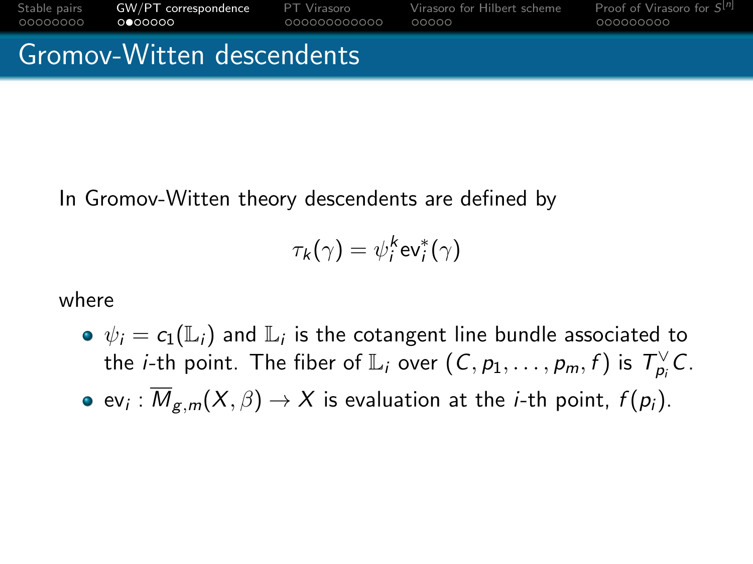# Gromov-Witten descendents

In Gromov-Witten theory descendents are defined by

$$\tau_k(\gamma) = \psi_i^k \mathrm{ev}_i^*(\gamma)$$

where

- $\psi_i = c_1(\mathbb{L}_i)$ and $\mathbb{L}_i$ is the cotangent line bundle associated to the $i$-th point. The fiber of $\mathbb{L}_i$ over $(C, p_1, \ldots, p_m, f)$ is $T_{p_i}^{\vee} C$.
- $\mathrm{ev}_i : \overline{M}_{g,m}(X, \beta) \to X$ is evaluation at the $i$-th point, $f(p_i)$.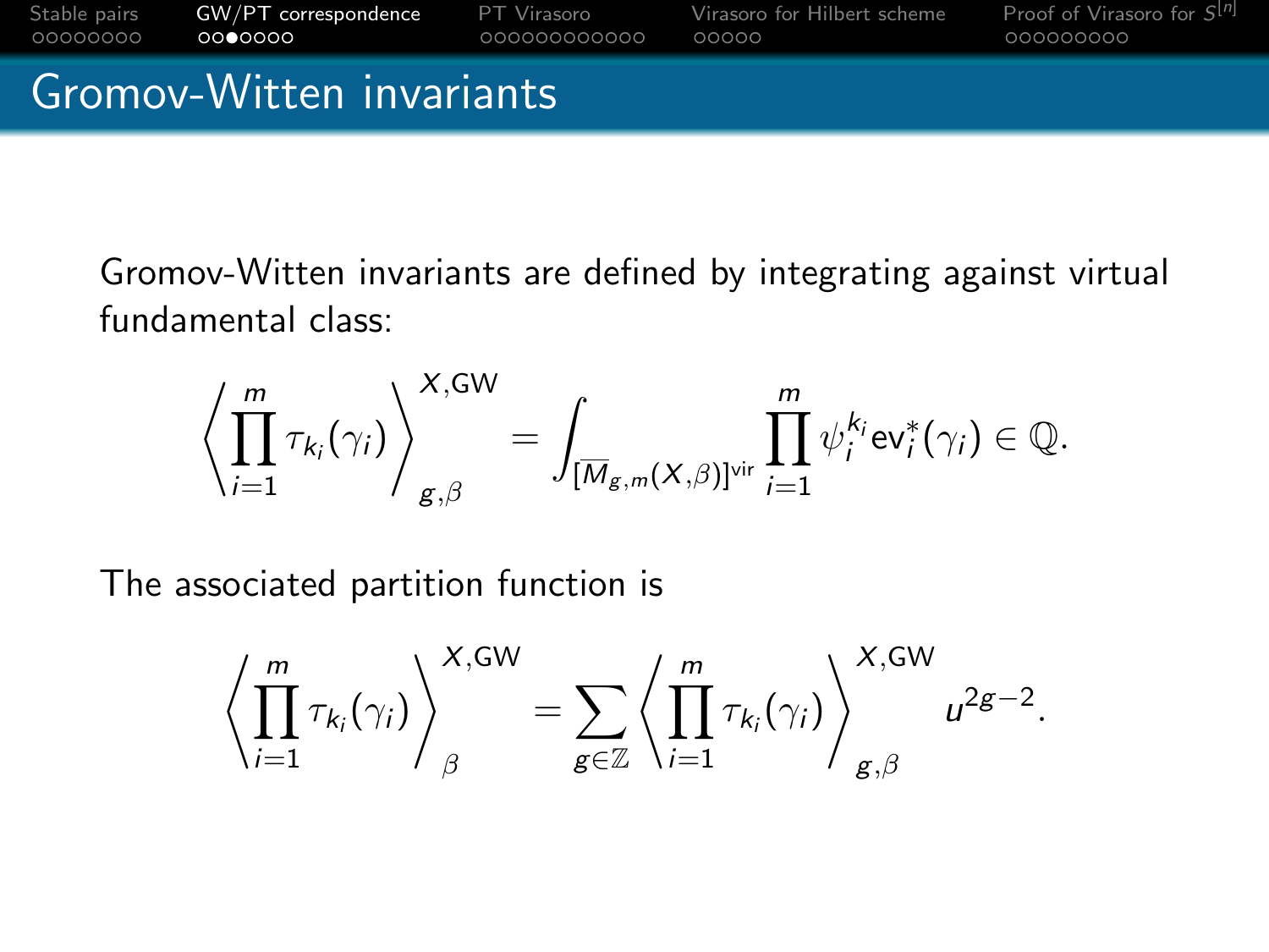## Gromov-Witten invariants

Gromov-Witten invariants are defined by integrating against virtual fundamental class:

$$\left\langle \prod_{i=1}^{m} \tau_{k_i}(\gamma_i) \right\rangle_{g,\beta}^{X,\mathrm{GW}} = \int_{[\overline{M}_{g,m}(X,\beta)]^{\mathrm{vir}}} \prod_{i=1}^{m} \psi_i^{k_i} \mathrm{ev}_i^*(\gamma_i) \in \mathbb{Q}.$$

The associated partition function is

$$\left\langle \prod_{i=1}^{m} \tau_{k_i}(\gamma_i) \right\rangle_{\beta}^{X,\mathrm{GW}} = \sum_{g\in\mathbb{Z}} \left\langle \prod_{i=1}^{m} \tau_{k_i}(\gamma_i) \right\rangle_{g,\beta}^{X,\mathrm{GW}} u^{2g-2}.$$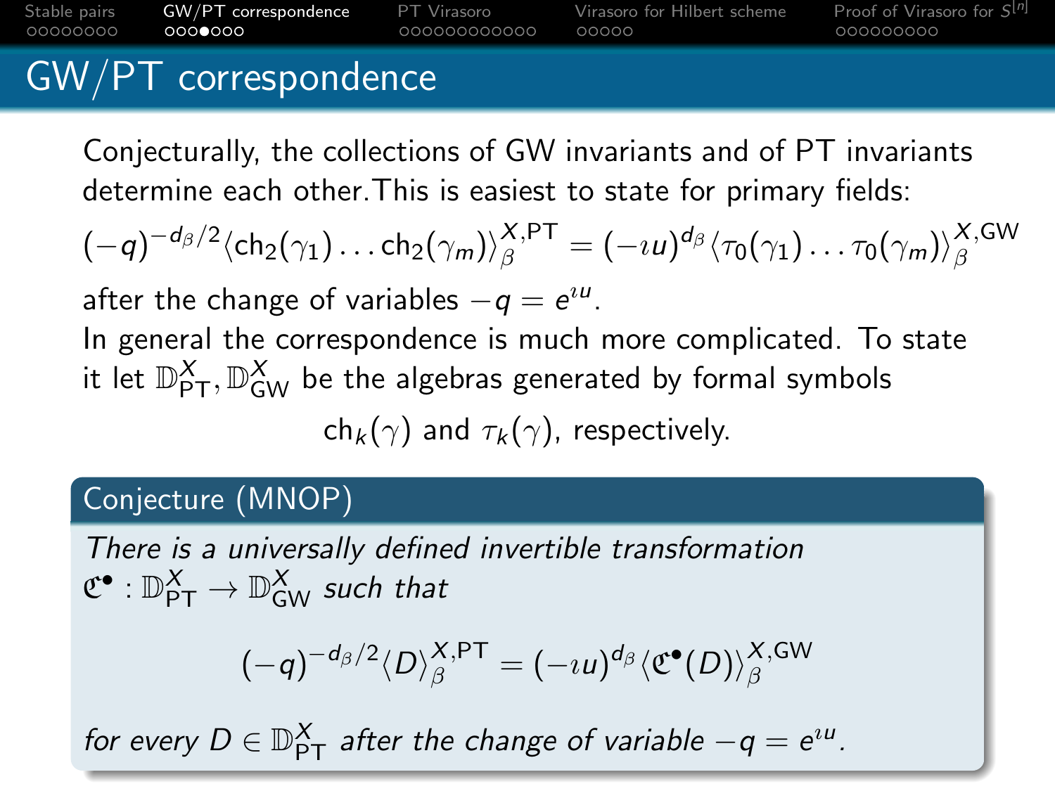# GW/PT correspondence

Conjecturally, the collections of GW invariants and of PT invariants determine each other. This is easiest to state for primary fields:

$$(-q)^{-d_\beta/2}\langle \mathrm{ch}_2(\gamma_1)\ldots \mathrm{ch}_2(\gamma_m)\rangle_\beta^{X,\mathrm{PT}} = (-\imath u)^{d_\beta}\langle \tau_0(\gamma_1)\ldots\tau_0(\gamma_m)\rangle_\beta^{X,\mathrm{GW}}$$

after the change of variables $-q = e^{\imath u}$.

In general the correspondence is much more complicated. To state it let $\mathbb{D}_{\mathrm{PT}}^X, \mathbb{D}_{\mathrm{GW}}^X$ be the algebras generated by formal symbols

$$\mathrm{ch}_k(\gamma) \text{ and } \tau_k(\gamma), \text{ respectively.}$$

## Conjecture (MNOP)

*There is a universally defined invertible transformation* $\mathfrak{C}^\bullet : \mathbb{D}_{\mathrm{PT}}^X \to \mathbb{D}_{\mathrm{GW}}^X$ *such that*

$$(-q)^{-d_\beta/2}\langle D\rangle_\beta^{X,\mathrm{PT}} = (-\imath u)^{d_\beta}\langle \mathfrak{C}^\bullet(D)\rangle_\beta^{X,\mathrm{GW}}$$

*for every* $D \in \mathbb{D}_{\mathrm{PT}}^X$ *after the change of variable* $-q = e^{\imath u}$.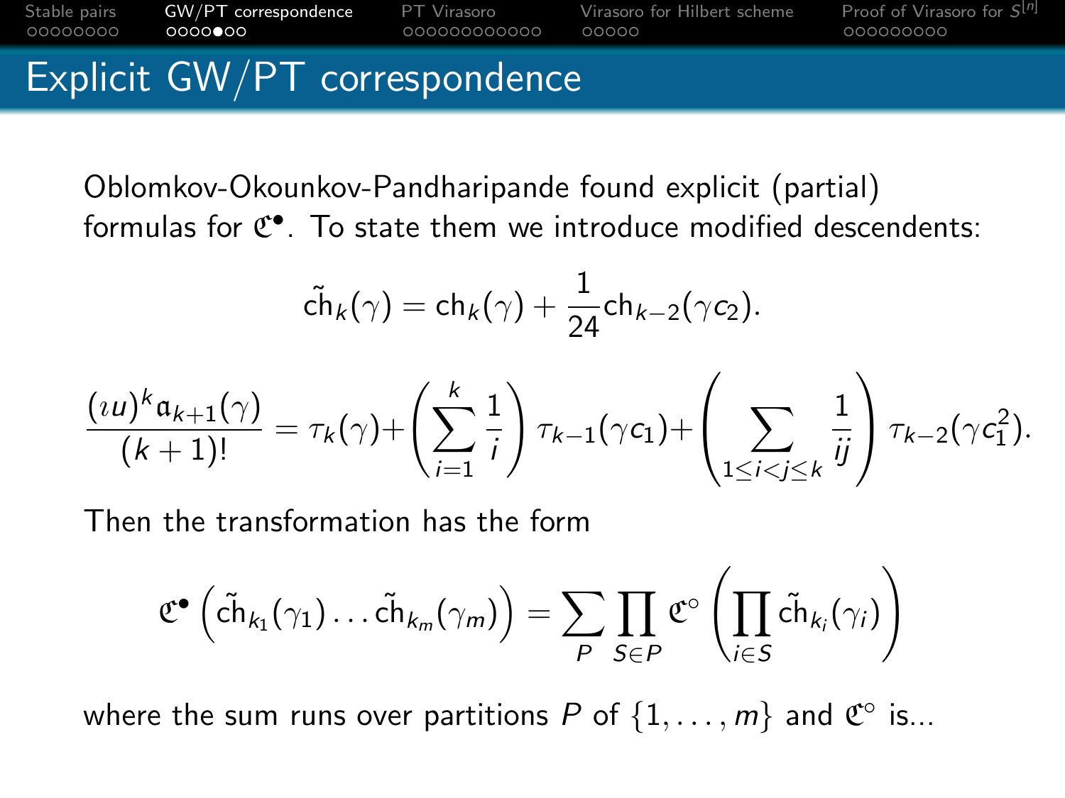# Explicit GW/PT correspondence

Oblomkov-Okounkov-Pandharipande found explicit (partial) formulas for $\mathfrak{C}^\bullet$. To state them we introduce modified descendents:

$$\tilde{\mathrm{ch}}_k(\gamma) = \mathrm{ch}_k(\gamma) + \frac{1}{24}\mathrm{ch}_{k-2}(\gamma c_2).$$

$$\frac{(\imath u)^k \mathfrak{a}_{k+1}(\gamma)}{(k+1)!} = \tau_k(\gamma) + \left(\sum_{i=1}^{k} \frac{1}{i}\right) \tau_{k-1}(\gamma c_1) + \left(\sum_{1 \leq i < j \leq k} \frac{1}{ij}\right) \tau_{k-2}(\gamma c_1^2).$$

Then the transformation has the form

$$\mathfrak{C}^\bullet \left(\tilde{\mathrm{ch}}_{k_1}(\gamma_1) \dots \tilde{\mathrm{ch}}_{k_m}(\gamma_m)\right) = \sum_P \prod_{S \in P} \mathfrak{C}^\circ \left(\prod_{i \in S} \tilde{\mathrm{ch}}_{k_i}(\gamma_i)\right)$$

where the sum runs over partitions $P$ of $\{1, \dots, m\}$ and $\mathfrak{C}^\circ$ is...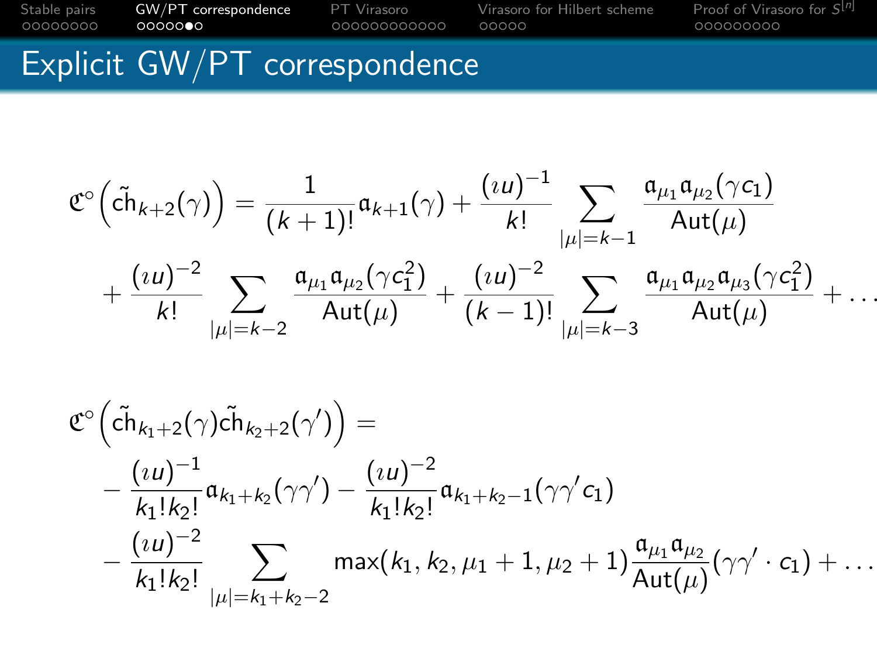# Explicit GW/PT correspondence

$$\mathfrak{C}^\circ\left(\tilde{\mathrm{ch}}_{k+2}(\gamma)\right) = \frac{1}{(k+1)!}\mathfrak{a}_{k+1}(\gamma) + \frac{(\imath u)^{-1}}{k!}\sum_{|\mu|=k-1}\frac{\mathfrak{a}_{\mu_1}\mathfrak{a}_{\mu_2}(\gamma c_1)}{\mathrm{Aut}(\mu)}$$

$$+\frac{(\imath u)^{-2}}{k!}\sum_{|\mu|=k-2}\frac{\mathfrak{a}_{\mu_1}\mathfrak{a}_{\mu_2}(\gamma c_1^2)}{\mathrm{Aut}(\mu)} + \frac{(\imath u)^{-2}}{(k-1)!}\sum_{|\mu|=k-3}\frac{\mathfrak{a}_{\mu_1}\mathfrak{a}_{\mu_2}\mathfrak{a}_{\mu_3}(\gamma c_1^2)}{\mathrm{Aut}(\mu)} + \ldots$$

$$\mathfrak{C}^\circ\left(\tilde{\mathrm{ch}}_{k_1+2}(\gamma)\tilde{\mathrm{ch}}_{k_2+2}(\gamma')\right) =$$

$$-\frac{(\imath u)^{-1}}{k_1!k_2!}\mathfrak{a}_{k_1+k_2}(\gamma\gamma') - \frac{(\imath u)^{-2}}{k_1!k_2!}\mathfrak{a}_{k_1+k_2-1}(\gamma\gamma' c_1)$$

$$-\frac{(\imath u)^{-2}}{k_1!k_2!}\sum_{|\mu|=k_1+k_2-2}\max(k_1,k_2,\mu_1+1,\mu_2+1)\frac{\mathfrak{a}_{\mu_1}\mathfrak{a}_{\mu_2}}{\mathrm{Aut}(\mu)}(\gamma\gamma'\cdot c_1) + \ldots$$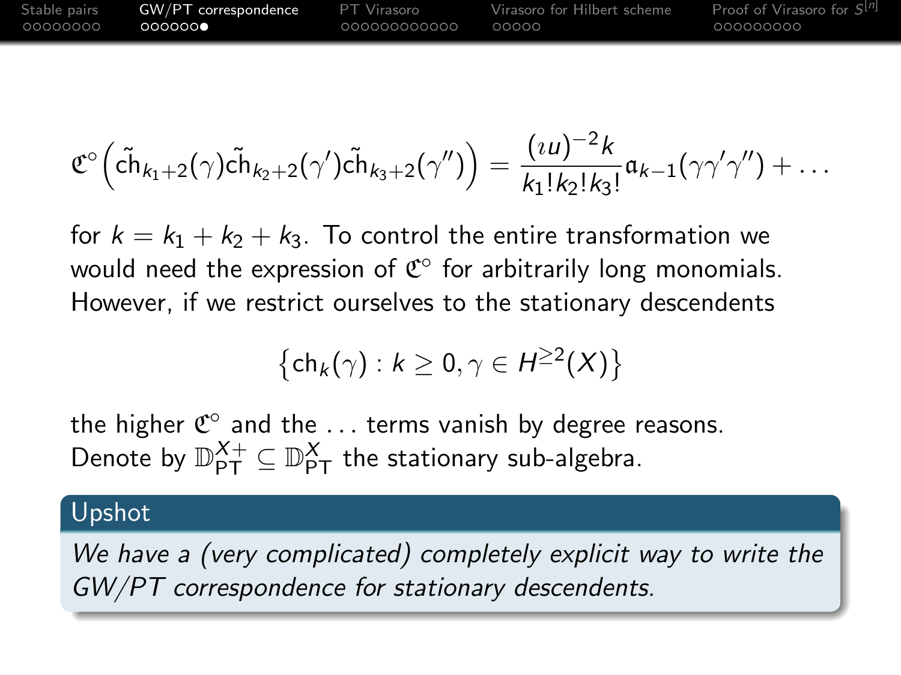$$\mathfrak{C}^\circ\left(\tilde{\mathrm{ch}}_{k_1+2}(\gamma)\tilde{\mathrm{ch}}_{k_2+2}(\gamma')\tilde{\mathrm{ch}}_{k_3+2}(\gamma'')\right) = \frac{(\imath u)^{-2}k}{k_1!k_2!k_3!}\mathfrak{a}_{k-1}(\gamma\gamma'\gamma'') + \ldots$$

for $k = k_1 + k_2 + k_3$. To control the entire transformation we would need the expression of $\mathfrak{C}^\circ$ for arbitrarily long monomials. However, if we restrict ourselves to the stationary descendents

$$\left\{\mathrm{ch}_k(\gamma) : k \geq 0, \gamma \in H^{\geq 2}(X)\right\}$$

the higher $\mathfrak{C}^\circ$ and the $\ldots$ terms vanish by degree reasons. Denote by $\mathbb{D}^{X+}_{\mathrm{PT}} \subseteq \mathbb{D}^{X}_{\mathrm{PT}}$ the stationary sub-algebra.

**Upshot**

*We have a (very complicated) completely explicit way to write the GW/PT correspondence for stationary descendents.*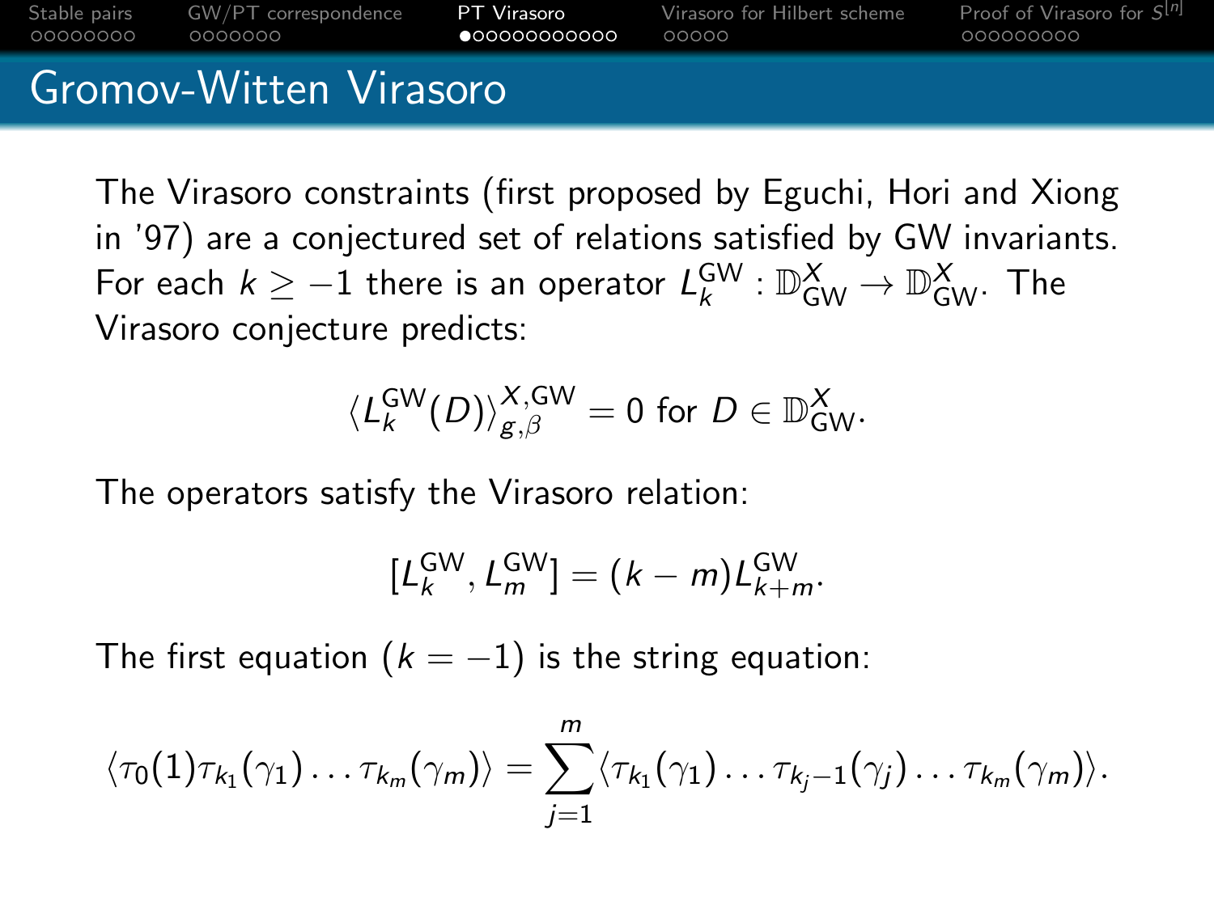# Gromov-Witten Virasoro

The Virasoro constraints (first proposed by Eguchi, Hori and Xiong in '97) are a conjectured set of relations satisfied by GW invariants. For each $k \geq -1$ there is an operator $L_k^{\mathrm{GW}} : \mathbb{D}_{\mathrm{GW}}^X \to \mathbb{D}_{\mathrm{GW}}^X$. The Virasoro conjecture predicts:

$$\langle L_k^{\mathrm{GW}}(D) \rangle_{g,\beta}^{X,\mathrm{GW}} = 0 \text{ for } D \in \mathbb{D}_{\mathrm{GW}}^X.$$

The operators satisfy the Virasoro relation:

$$[L_k^{\mathrm{GW}}, L_m^{\mathrm{GW}}] = (k - m) L_{k+m}^{\mathrm{GW}}.$$

The first equation ($k = -1$) is the string equation:

$$\langle \tau_0(1) \tau_{k_1}(\gamma_1) \ldots \tau_{k_m}(\gamma_m) \rangle = \sum_{j=1}^{m} \langle \tau_{k_1}(\gamma_1) \ldots \tau_{k_j - 1}(\gamma_j) \ldots \tau_{k_m}(\gamma_m) \rangle.$$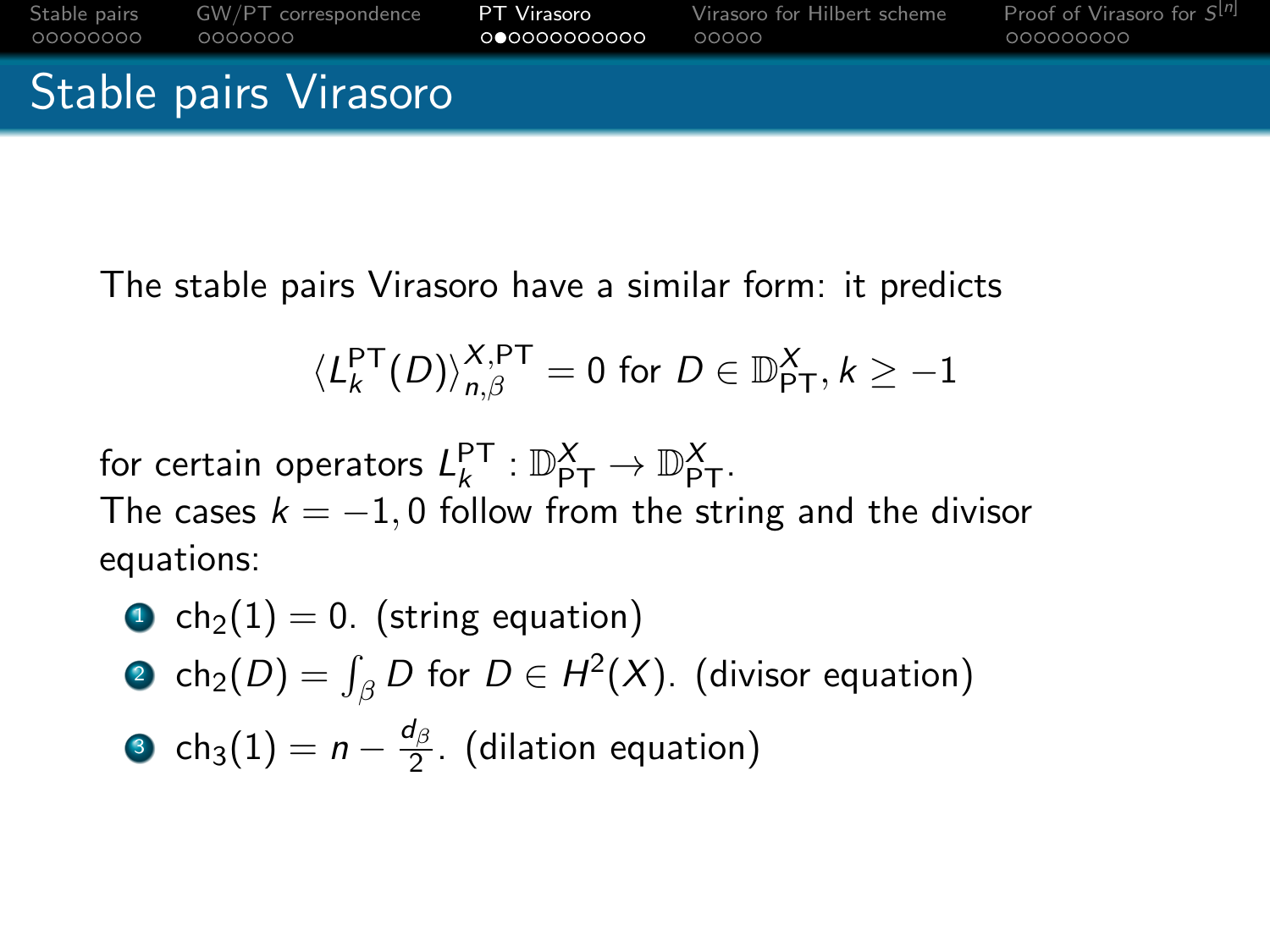# Stable pairs Virasoro

The stable pairs Virasoro have a similar form: it predicts

$$\langle L_k^{\mathrm{PT}}(D)\rangle_{n,\beta}^{X,\mathrm{PT}} = 0 \text{ for } D \in \mathbb{D}_{\mathrm{PT}}^X, k \geq -1$$

for certain operators $L_k^{\mathrm{PT}} : \mathbb{D}_{\mathrm{PT}}^X \to \mathbb{D}_{\mathrm{PT}}^X$.
The cases $k = -1, 0$ follow from the string and the divisor equations:

1. $\mathrm{ch}_2(1) = 0$. (string equation)
2. $\mathrm{ch}_2(D) = \int_\beta D$ for $D \in H^2(X)$. (divisor equation)
3. $\mathrm{ch}_3(1) = n - \frac{d_\beta}{2}$. (dilation equation)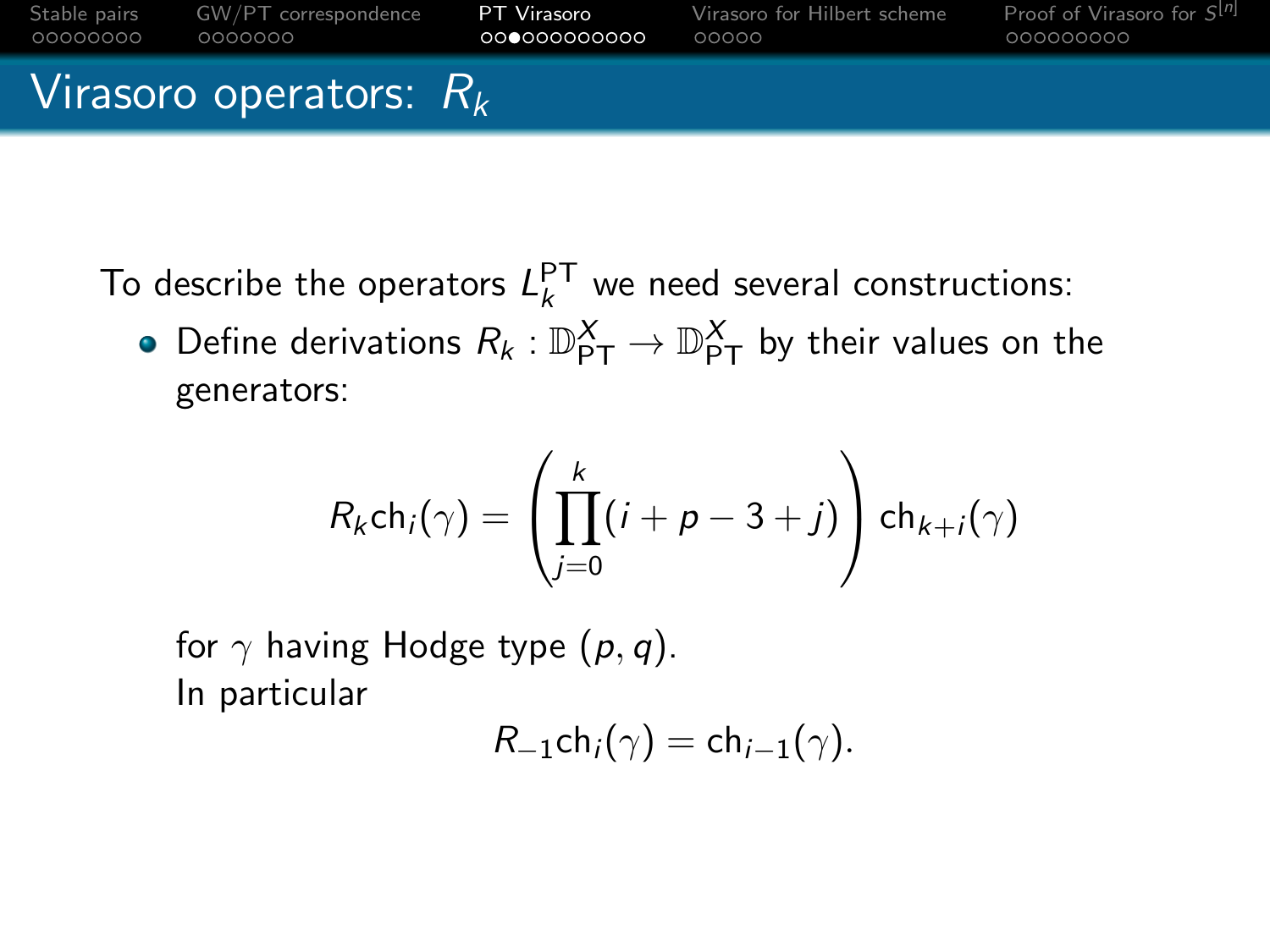# Virasoro operators: $R_k$

To describe the operators $L_k^{\mathrm{PT}}$ we need several constructions:

- Define derivations $R_k : \mathbb{D}_{\mathrm{PT}}^X \to \mathbb{D}_{\mathrm{PT}}^X$ by their values on the generators:

$$R_k \mathrm{ch}_i(\gamma) = \left( \prod_{j=0}^{k} (i + p - 3 + j) \right) \mathrm{ch}_{k+i}(\gamma)$$

  for $\gamma$ having Hodge type $(p, q)$.
  In particular

$$R_{-1} \mathrm{ch}_i(\gamma) = \mathrm{ch}_{i-1}(\gamma).$$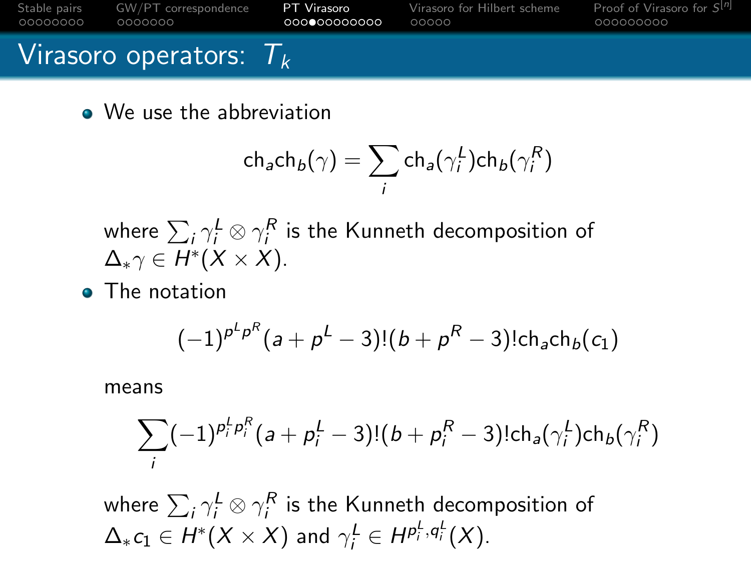# Virasoro operators: $T_k$

- We use the abbreviation

$$\mathrm{ch}_a\mathrm{ch}_b(\gamma) = \sum_i \mathrm{ch}_a(\gamma_i^L)\mathrm{ch}_b(\gamma_i^R)$$

where $\sum_i \gamma_i^L \otimes \gamma_i^R$ is the Kunneth decomposition of $\Delta_*\gamma \in H^*(X \times X)$.

- The notation

$$(-1)^{p^L p^R}(a + p^L - 3)!(b + p^R - 3)!\mathrm{ch}_a\mathrm{ch}_b(c_1)$$

means

$$\sum_i (-1)^{p_i^L p_i^R}(a + p_i^L - 3)!(b + p_i^R - 3)!\mathrm{ch}_a(\gamma_i^L)\mathrm{ch}_b(\gamma_i^R)$$

where $\sum_i \gamma_i^L \otimes \gamma_i^R$ is the Kunneth decomposition of $\Delta_* c_1 \in H^*(X \times X)$ and $\gamma_i^L \in H^{p_i^L, q_i^L}(X)$.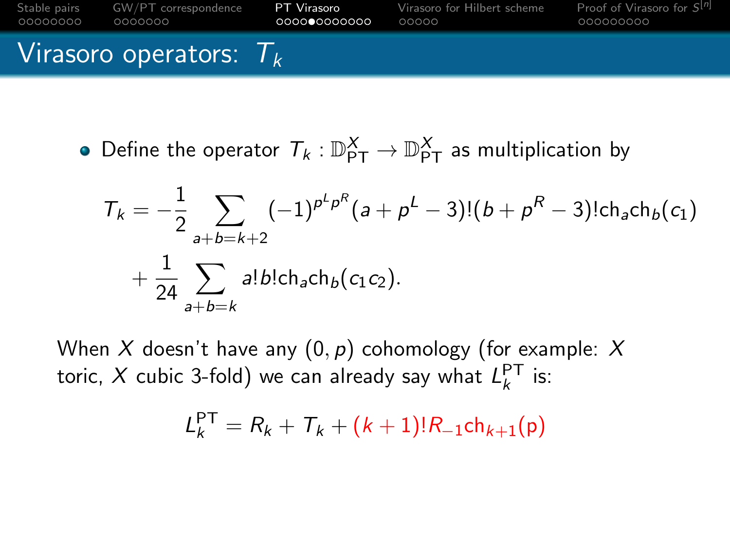# Virasoro operators: $T_k$

- Define the operator $T_k : \mathbb{D}^X_{\mathrm{PT}} \to \mathbb{D}^X_{\mathrm{PT}}$ as multiplication by

$$T_k = -\frac{1}{2} \sum_{a+b=k+2} (-1)^{p^L p^R} (a + p^L - 3)!(b + p^R - 3)!\mathrm{ch}_a \mathrm{ch}_b(c_1)$$
$$+ \frac{1}{24} \sum_{a+b=k} a!b!\mathrm{ch}_a \mathrm{ch}_b(c_1 c_2).$$

When $X$ doesn't have any $(0, p)$ cohomology (for example: $X$ toric, $X$ cubic 3-fold) we can already say what $L_k^{\mathrm{PT}}$ is:

$$L_k^{\mathrm{PT}} = R_k + T_k + (k+1)! R_{-1} \mathrm{ch}_{k+1}(\mathrm{p})$$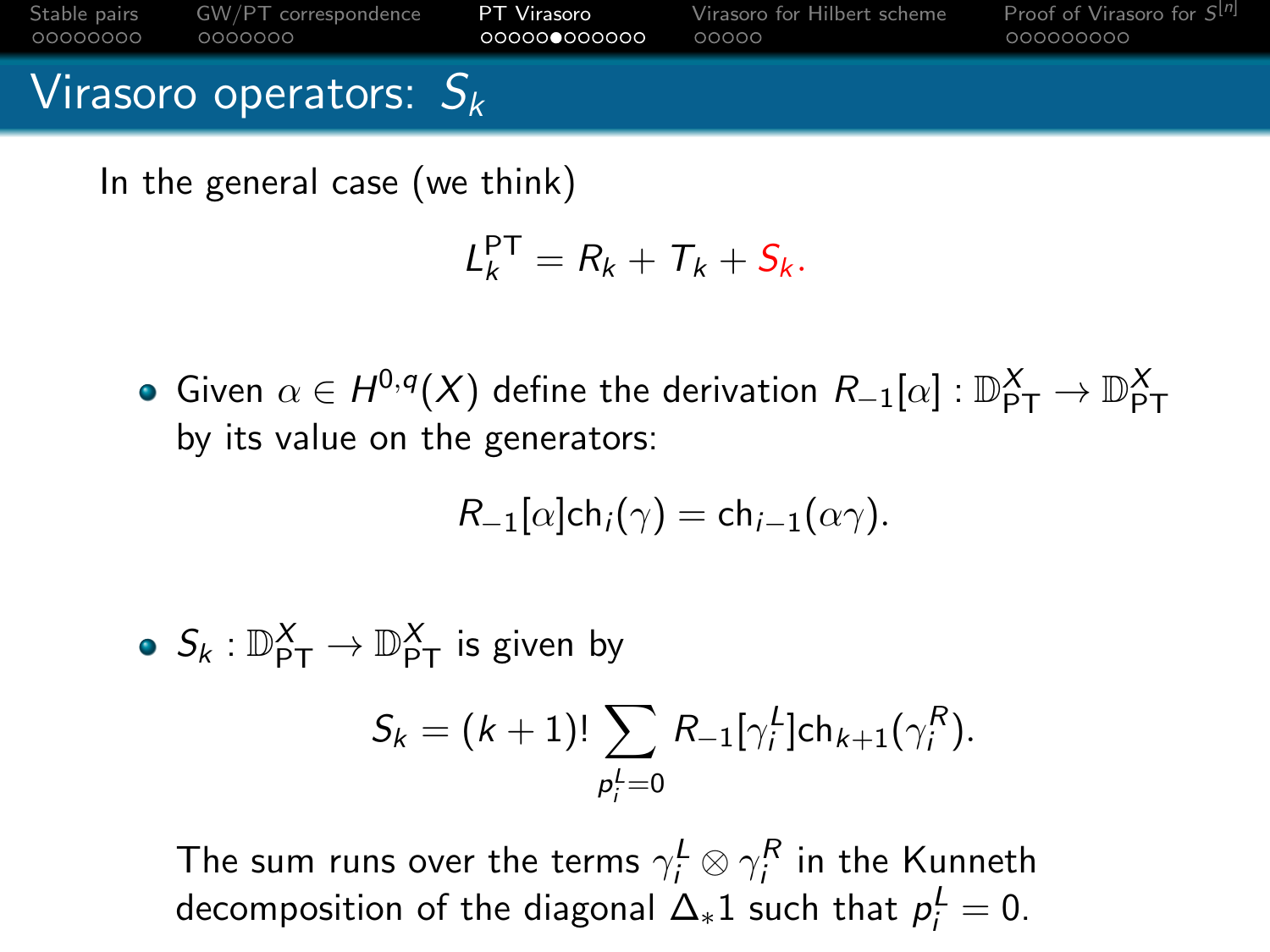# Virasoro operators: $S_k$

In the general case (we think)

$$L_k^{\mathrm{PT}} = R_k + T_k + S_k.$$

- Given $\alpha \in H^{0,q}(X)$ define the derivation $R_{-1}[\alpha] : \mathbb{D}_{\mathrm{PT}}^X \to \mathbb{D}_{\mathrm{PT}}^X$ by its value on the generators:

$$R_{-1}[\alpha]\mathrm{ch}_i(\gamma) = \mathrm{ch}_{i-1}(\alpha\gamma).$$

- $S_k : \mathbb{D}_{\mathrm{PT}}^X \to \mathbb{D}_{\mathrm{PT}}^X$ is given by

$$S_k = (k+1)! \sum_{p_i^L = 0} R_{-1}[\gamma_i^L]\mathrm{ch}_{k+1}(\gamma_i^R).$$

The sum runs over the terms $\gamma_i^L \otimes \gamma_i^R$ in the Kunneth decomposition of the diagonal $\Delta_* 1$ such that $p_i^L = 0$.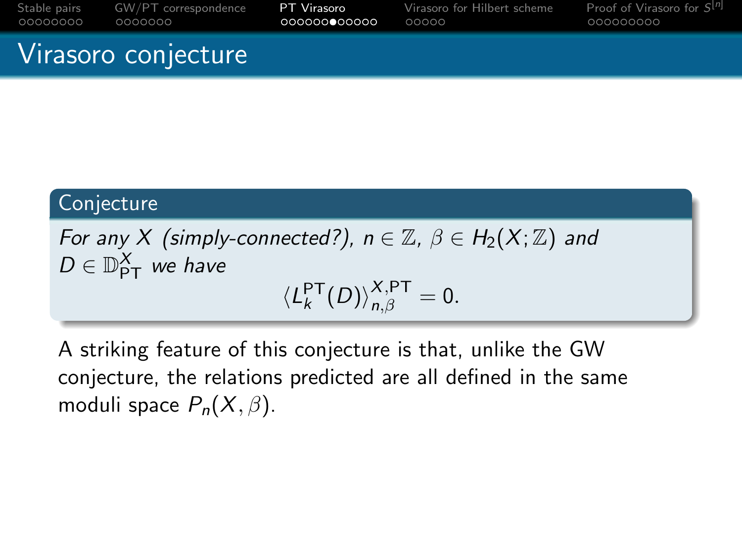# Virasoro conjecture

**Conjecture**

*For any $X$ (simply-connected?), $n \in \mathbb{Z}$, $\beta \in H_2(X;\mathbb{Z})$ and $D \in \mathbb{D}_{\mathrm{PT}}^X$ we have*

$$\langle L_k^{\mathrm{PT}}(D)\rangle_{n,\beta}^{X,\mathrm{PT}} = 0.$$

A striking feature of this conjecture is that, unlike the GW conjecture, the relations predicted are all defined in the same moduli space $P_n(X,\beta)$.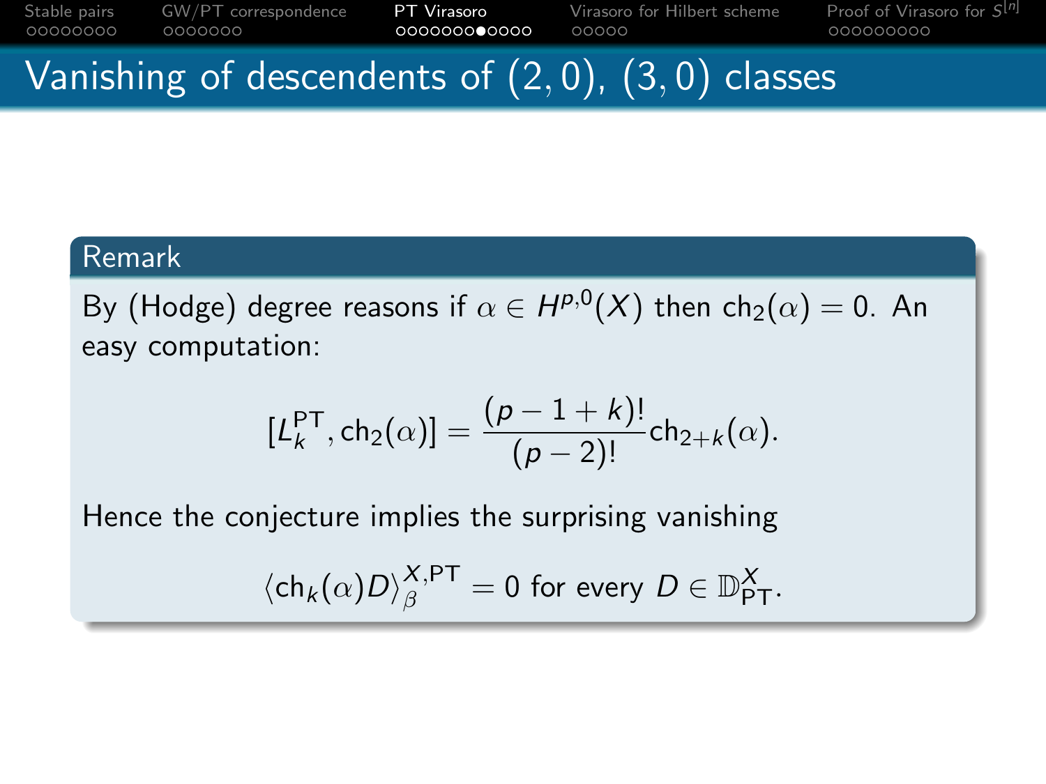# Vanishing of descendents of $(2,0)$, $(3,0)$ classes

**Remark**

By (Hodge) degree reasons if $\alpha \in H^{p,0}(X)$ then $\mathrm{ch}_2(\alpha) = 0$. An easy computation:

$$[L_k^{\mathrm{PT}}, \mathrm{ch}_2(\alpha)] = \frac{(p-1+k)!}{(p-2)!}\mathrm{ch}_{2+k}(\alpha).$$

Hence the conjecture implies the surprising vanishing

$$\langle \mathrm{ch}_k(\alpha) D \rangle_\beta^{X,\mathrm{PT}} = 0 \text{ for every } D \in \mathbb{D}_{\mathrm{PT}}^X.$$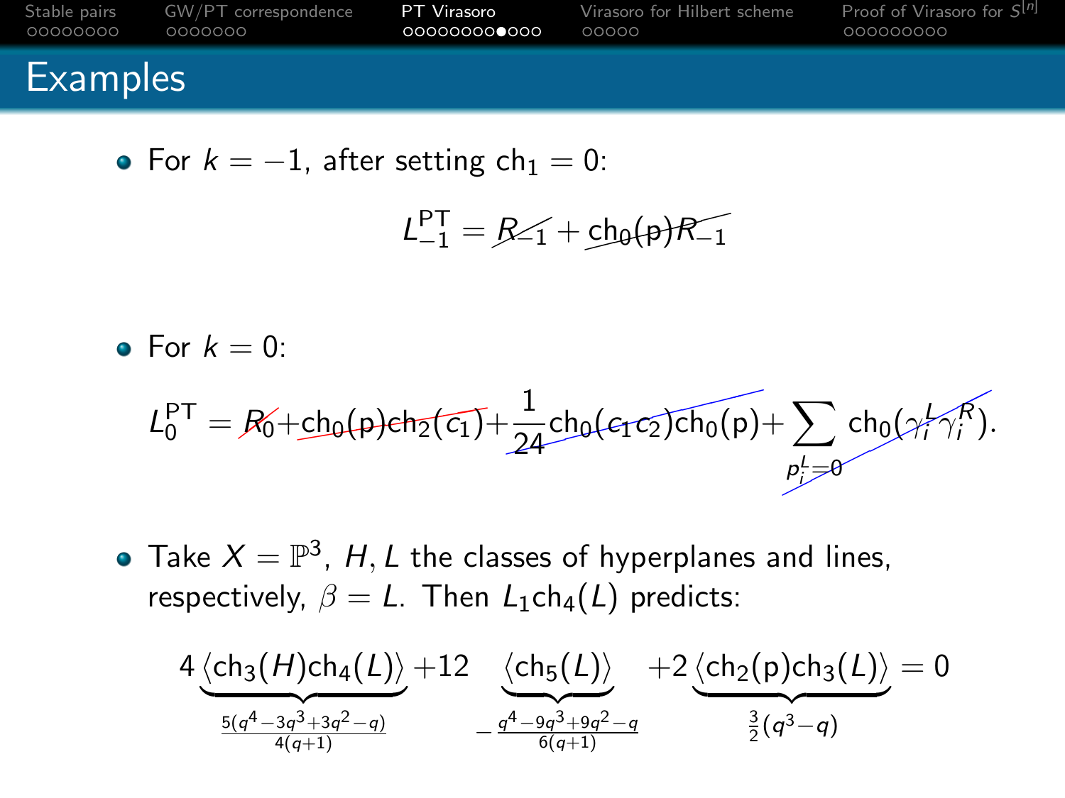# Examples

- For $k = -1$, after setting $\mathrm{ch}_1 = 0$:

$$L_{-1}^{\mathrm{PT}} = \cancel{R_{-1}} + \cancel{\mathrm{ch}_0(\mathrm{p})R_{-1}}$$

- For $k = 0$:

$$L_0^{\mathrm{PT}} = \cancel{R_0} + \cancel{\mathrm{ch}_0(\mathrm{p})\mathrm{ch}_2(c_1)} + \cancel{\frac{1}{24}\mathrm{ch}_0(c_1 c_2)\mathrm{ch}_0(\mathrm{p})} + \cancel{\sum_{p_i^L = 0} \mathrm{ch}_0(\gamma_i^L \gamma_i^R)}.$$

- Take $X = \mathbb{P}^3$, $H, L$ the classes of hyperplanes and lines, respectively, $\beta = L$. Then $L_1 \mathrm{ch}_4(L)$ predicts:

$$4 \underbrace{\langle \mathrm{ch}_3(H)\mathrm{ch}_4(L)\rangle}_{\frac{5(q^4 - 3q^3 + 3q^2 - q)}{4(q+1)}} + 12 \underbrace{\langle \mathrm{ch}_5(L)\rangle}_{-\frac{q^4 - 9q^3 + 9q^2 - q}{6(q+1)}} + 2 \underbrace{\langle \mathrm{ch}_2(\mathrm{p})\mathrm{ch}_3(L)\rangle}_{\frac{3}{2}(q^3 - q)} = 0$$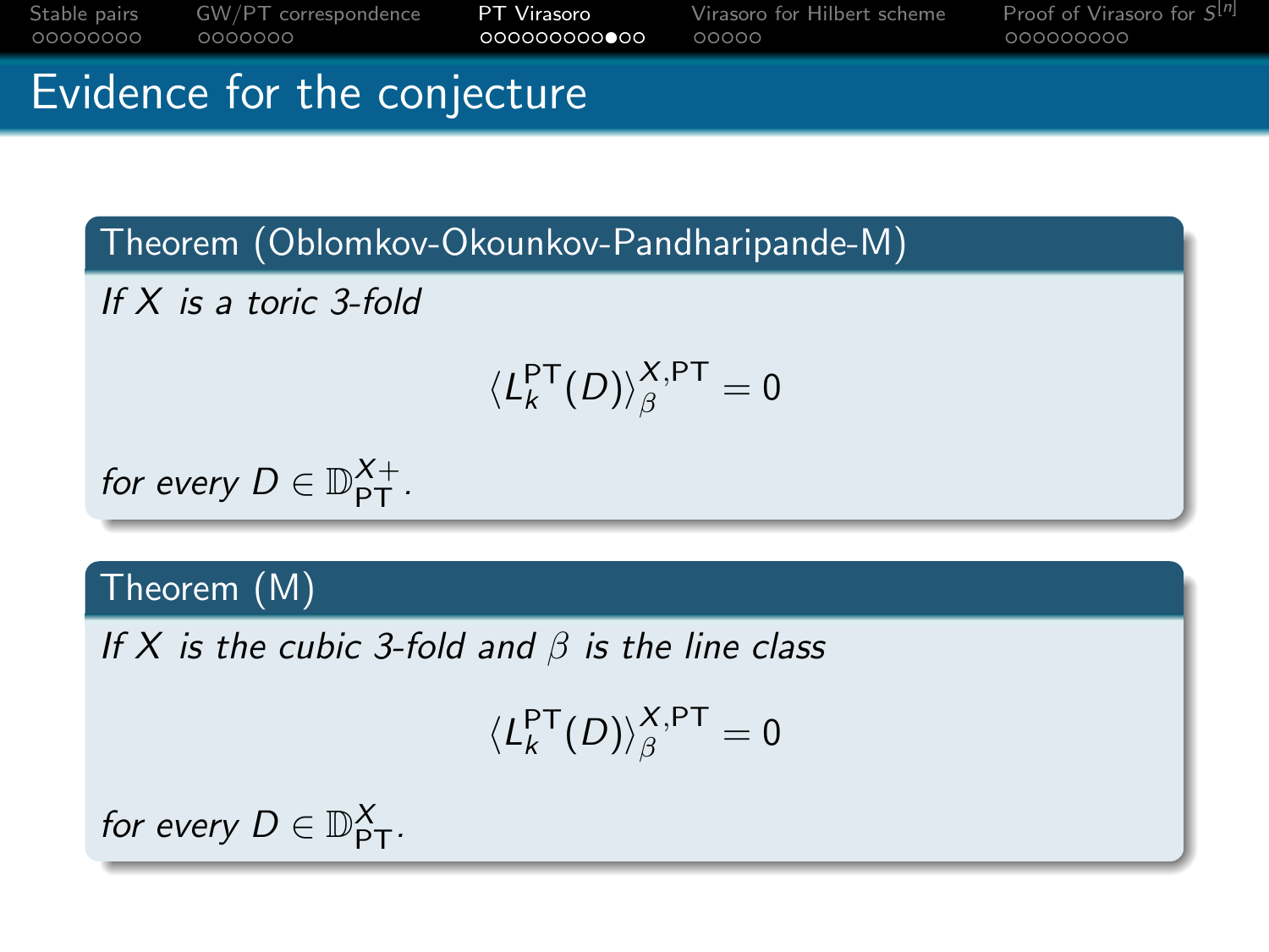# Evidence for the conjecture

**Theorem (Oblomkov-Okounkov-Pandharipande-M)**

*If $X$ is a toric 3-fold*

$$\langle L_k^{\mathrm{PT}}(D) \rangle_\beta^{X,\mathrm{PT}} = 0$$

*for every $D \in \mathbb{D}_{\mathrm{PT}}^{X+}$.*

**Theorem (M)**

*If $X$ is the cubic 3-fold and $\beta$ is the line class*

$$\langle L_k^{\mathrm{PT}}(D) \rangle_\beta^{X,\mathrm{PT}} = 0$$

*for every $D \in \mathbb{D}_{\mathrm{PT}}^{X}$.*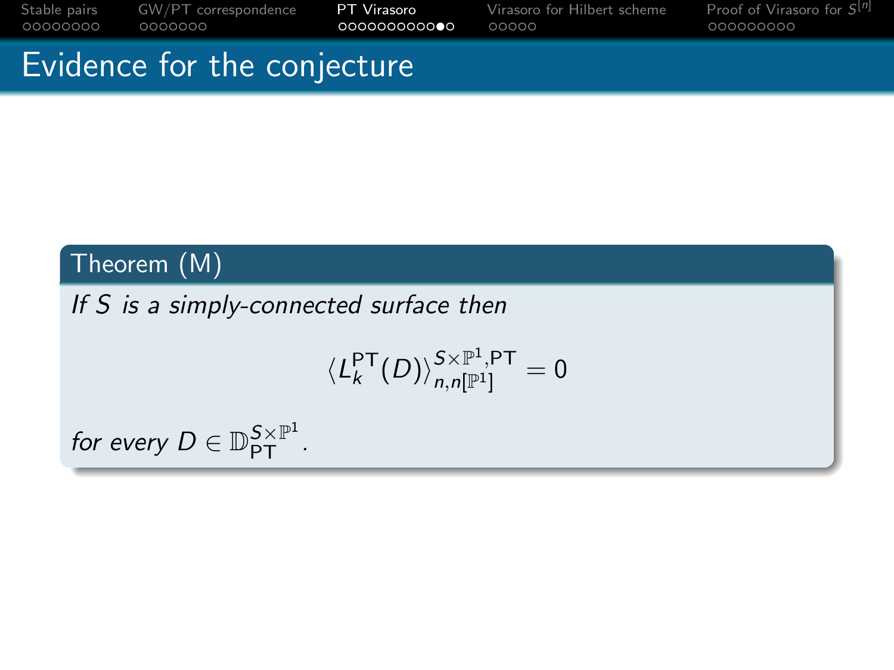# Evidence for the conjecture

**Theorem (M)**

*If $S$ is a simply-connected surface then*

$$\langle L_k^{\mathrm{PT}}(D)\rangle_{n,n[\mathbb{P}^1]}^{S\times\mathbb{P}^1,\mathrm{PT}} = 0$$

*for every $D \in \mathbb{D}_{\mathrm{PT}}^{S\times\mathbb{P}^1}$.*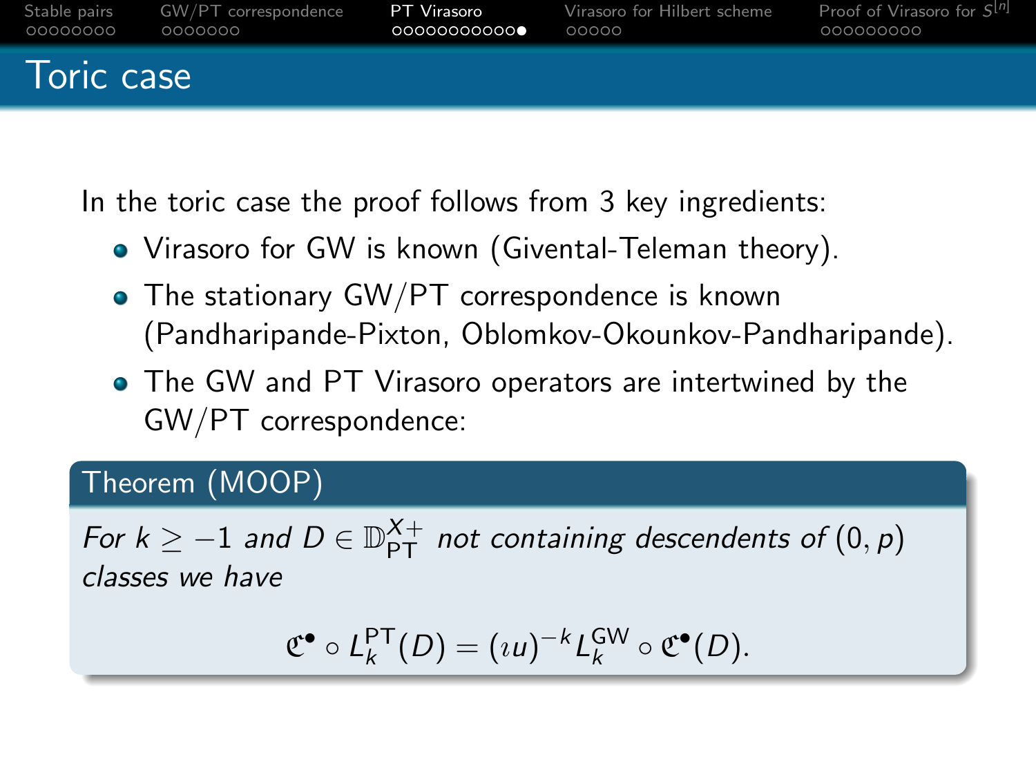# Toric case

In the toric case the proof follows from 3 key ingredients:

- Virasoro for GW is known (Givental-Teleman theory).
- The stationary GW/PT correspondence is known (Pandharipande-Pixton, Oblomkov-Okounkov-Pandharipande).
- The GW and PT Virasoro operators are intertwined by the GW/PT correspondence:

**Theorem (MOOP)**

*For $k \geq -1$ and $D \in \mathbb{D}_{\mathrm{PT}}^{X+}$ not containing descendents of $(0, p)$ classes we have*

$$\mathfrak{C}^\bullet \circ L_k^{\mathrm{PT}}(D) = (\imath u)^{-k} L_k^{\mathrm{GW}} \circ \mathfrak{C}^\bullet(D).$$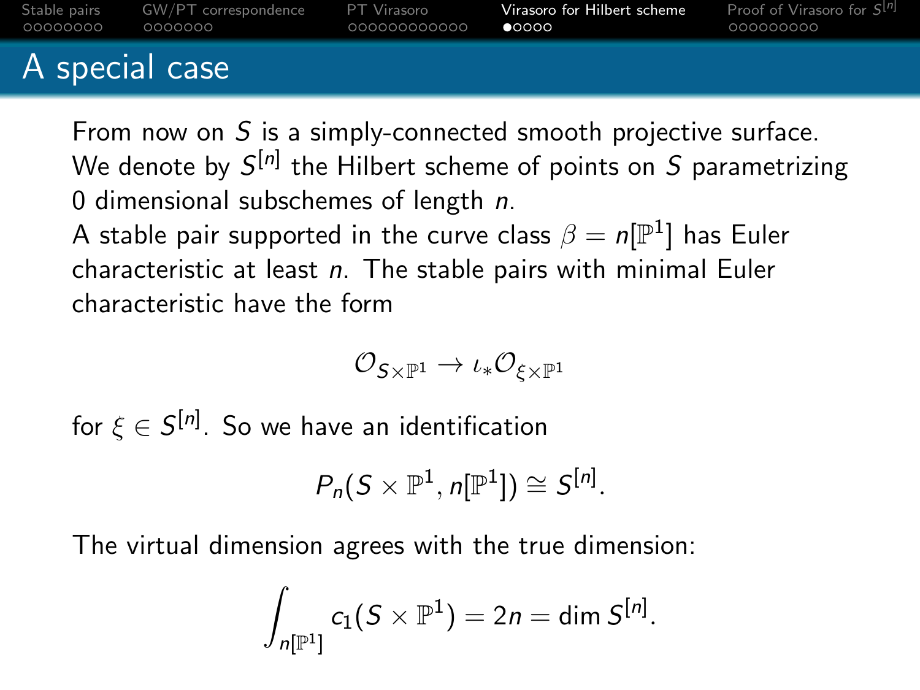# A special case

From now on $S$ is a simply-connected smooth projective surface. We denote by $S^{[n]}$ the Hilbert scheme of points on $S$ parametrizing 0 dimensional subschemes of length $n$.

A stable pair supported in the curve class $\beta = n[\mathbb{P}^1]$ has Euler characteristic at least $n$. The stable pairs with minimal Euler characteristic have the form

$$\mathcal{O}_{S\times\mathbb{P}^1} \to \iota_*\mathcal{O}_{\xi\times\mathbb{P}^1}$$

for $\xi \in S^{[n]}$. So we have an identification

$$P_n(S \times \mathbb{P}^1, n[\mathbb{P}^1]) \cong S^{[n]}.$$

The virtual dimension agrees with the true dimension:

$$\int_{n[\mathbb{P}^1]} c_1(S \times \mathbb{P}^1) = 2n = \dim S^{[n]}.$$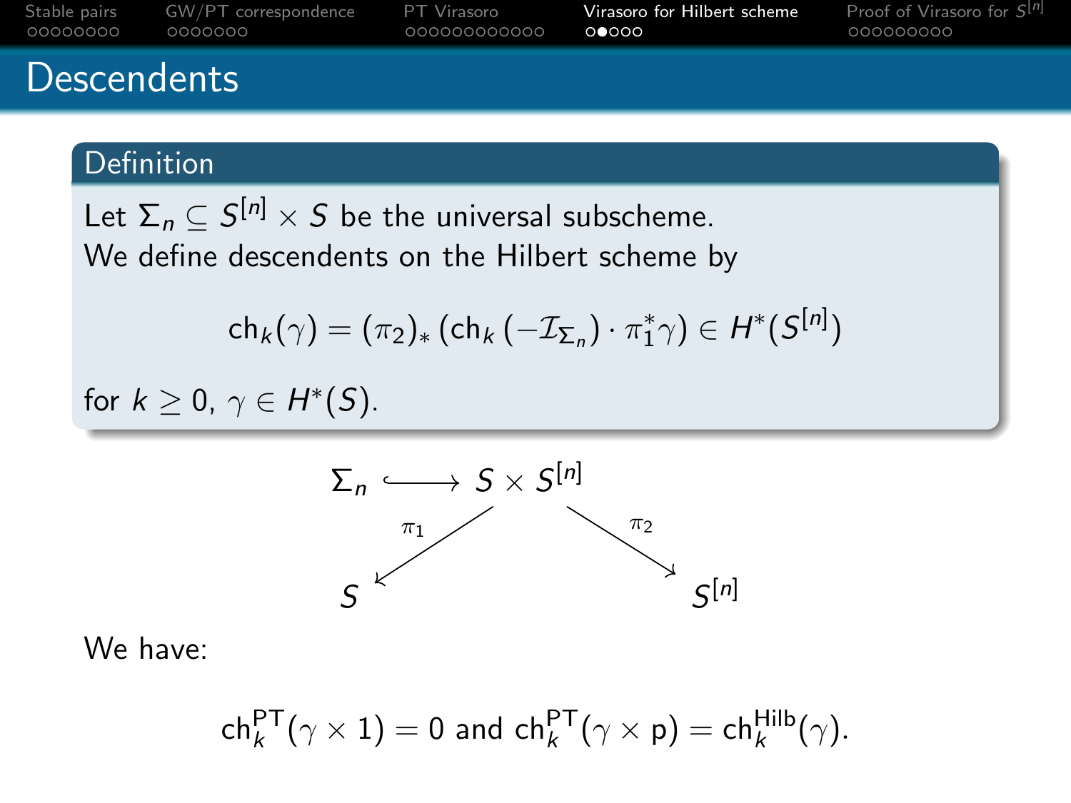# Descendents

**Definition**

Let $\Sigma_n \subseteq S^{[n]} \times S$ be the universal subscheme.
We define descendents on the Hilbert scheme by

$$\mathrm{ch}_k(\gamma) = (\pi_2)_* \left(\mathrm{ch}_k\left(-\mathcal{I}_{\Sigma_n}\right) \cdot \pi_1^*\gamma\right) \in H^*(S^{[n]})$$

for $k \geq 0$, $\gamma \in H^*(S)$.

$$\begin{array}{ccc} \Sigma_n \hookrightarrow & S \times S^{[n]} & \\ \swarrow^{\pi_1} & & \searrow^{\pi_2} \\ S & & S^{[n]} \end{array}$$

We have:

$$\mathrm{ch}_k^{\mathrm{PT}}(\gamma \times 1) = 0 \text{ and } \mathrm{ch}_k^{\mathrm{PT}}(\gamma \times \mathrm{p}) = \mathrm{ch}_k^{\mathrm{Hilb}}(\gamma).$$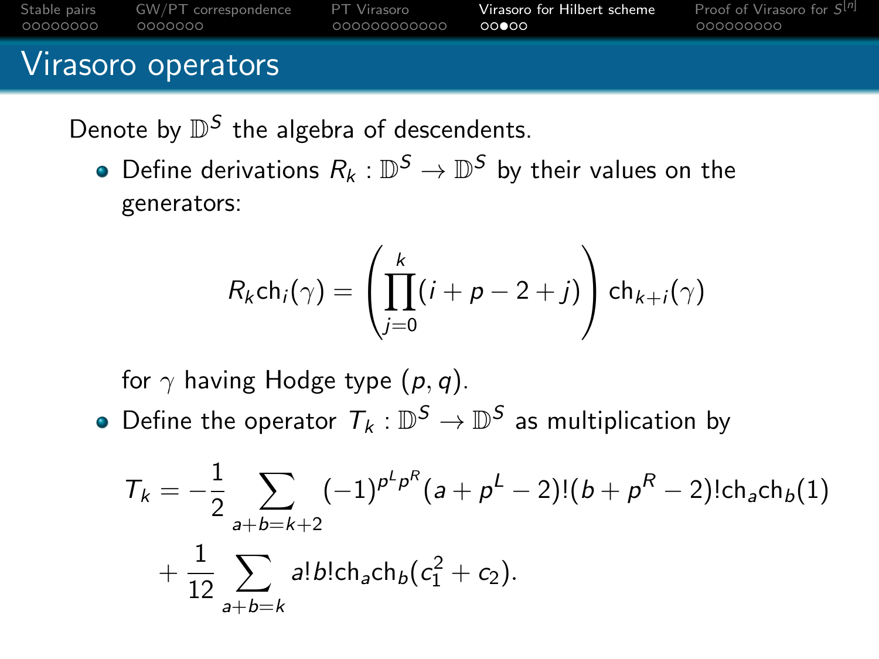# Virasoro operators

Denote by $\mathbb{D}^S$ the algebra of descendents.

- Define derivations $R_k : \mathbb{D}^S \to \mathbb{D}^S$ by their values on the generators:

$$R_k \mathrm{ch}_i(\gamma) = \left( \prod_{j=0}^{k} (i + p - 2 + j) \right) \mathrm{ch}_{k+i}(\gamma)$$

  for $\gamma$ having Hodge type $(p, q)$.

- Define the operator $T_k : \mathbb{D}^S \to \mathbb{D}^S$ as multiplication by

$$T_k = -\frac{1}{2} \sum_{a+b=k+2} (-1)^{p^L p^R} (a + p^L - 2)!(b + p^R - 2)! \mathrm{ch}_a \mathrm{ch}_b(1)$$
$$+ \frac{1}{12} \sum_{a+b=k} a! b! \mathrm{ch}_a \mathrm{ch}_b(c_1^2 + c_2).$$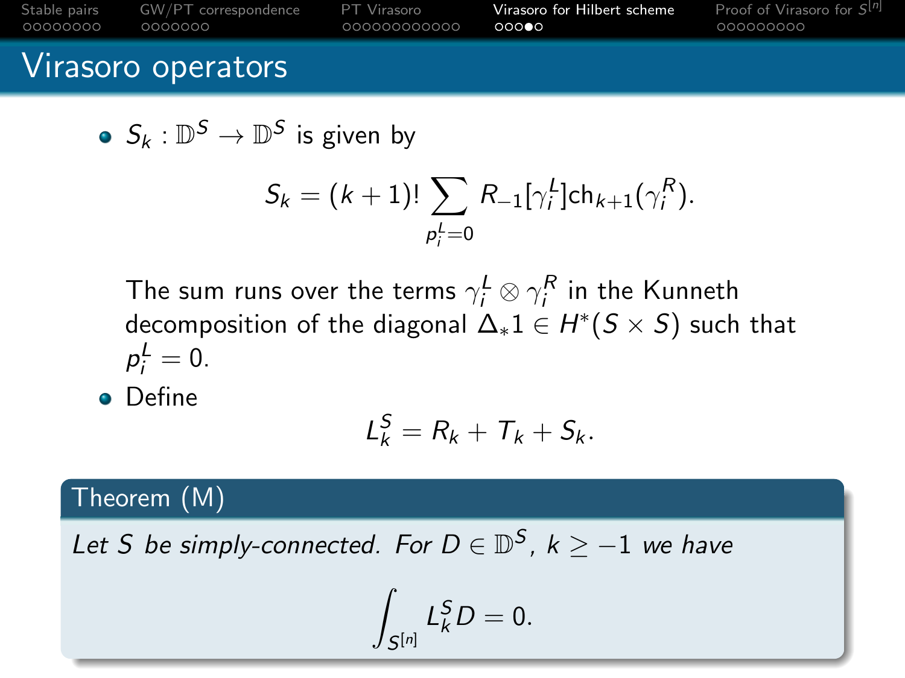## Virasoro operators

- $S_k : \mathbb{D}^S \to \mathbb{D}^S$ is given by

$$S_k = (k+1)! \sum_{p_i^L = 0} R_{-1}[\gamma_i^L] \mathrm{ch}_{k+1}(\gamma_i^R).$$

The sum runs over the terms $\gamma_i^L \otimes \gamma_i^R$ in the Kunneth decomposition of the diagonal $\Delta_* 1 \in H^*(S \times S)$ such that $p_i^L = 0$.

- Define

$$L_k^S = R_k + T_k + S_k.$$

**Theorem (M)**

*Let $S$ be simply-connected. For $D \in \mathbb{D}^S$, $k \geq -1$ we have*

$$\int_{S^{[n]}} L_k^S D = 0.$$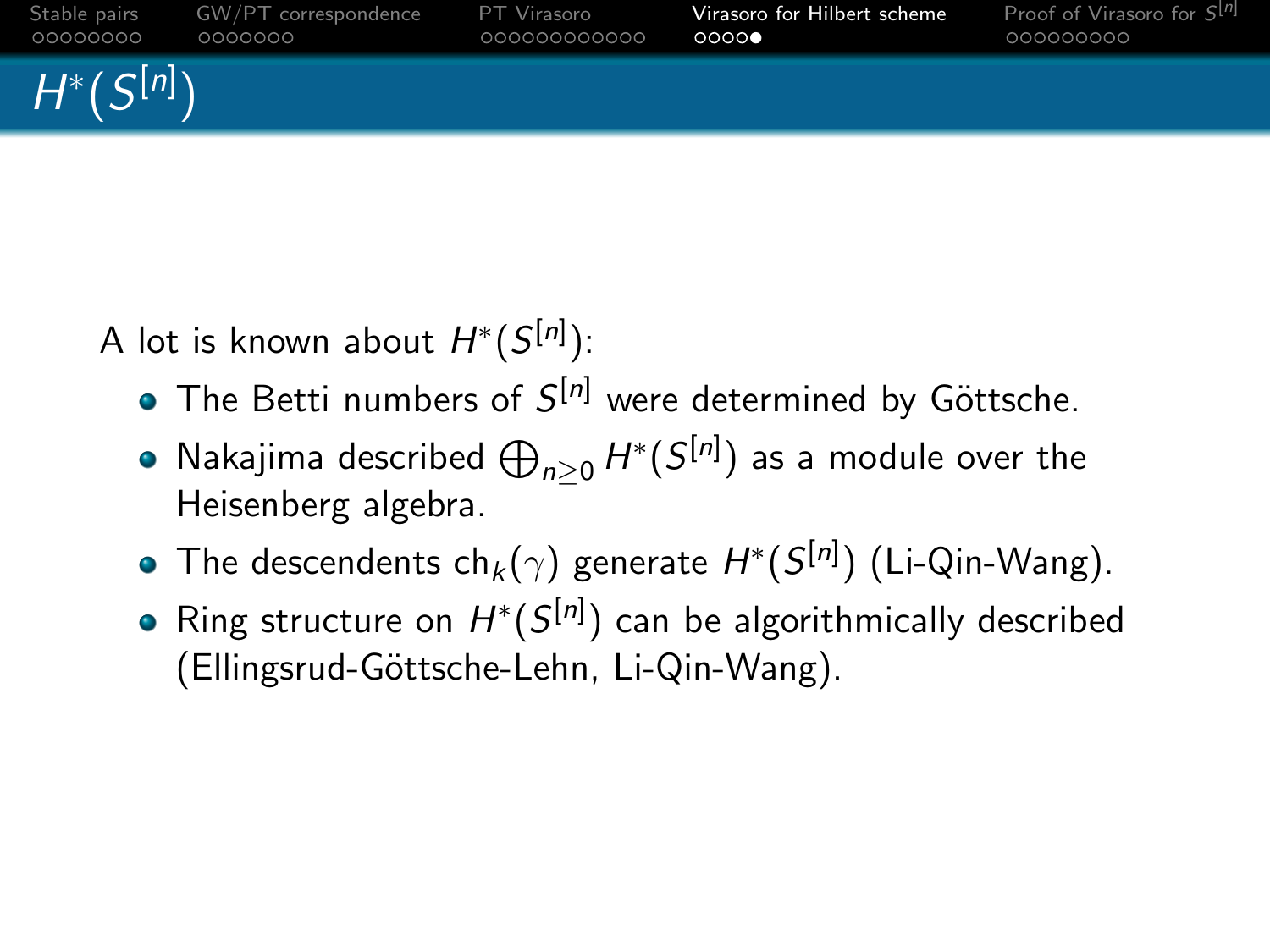# $H^*(S^{[n]})$

A lot is known about $H^*(S^{[n]})$:

- The Betti numbers of $S^{[n]}$ were determined by Göttsche.
- Nakajima described $\bigoplus_{n\geq 0} H^*(S^{[n]})$ as a module over the Heisenberg algebra.
- The descendents $\mathrm{ch}_k(\gamma)$ generate $H^*(S^{[n]})$ (Li-Qin-Wang).
- Ring structure on $H^*(S^{[n]})$ can be algorithmically described (Ellingsrud-Göttsche-Lehn, Li-Qin-Wang).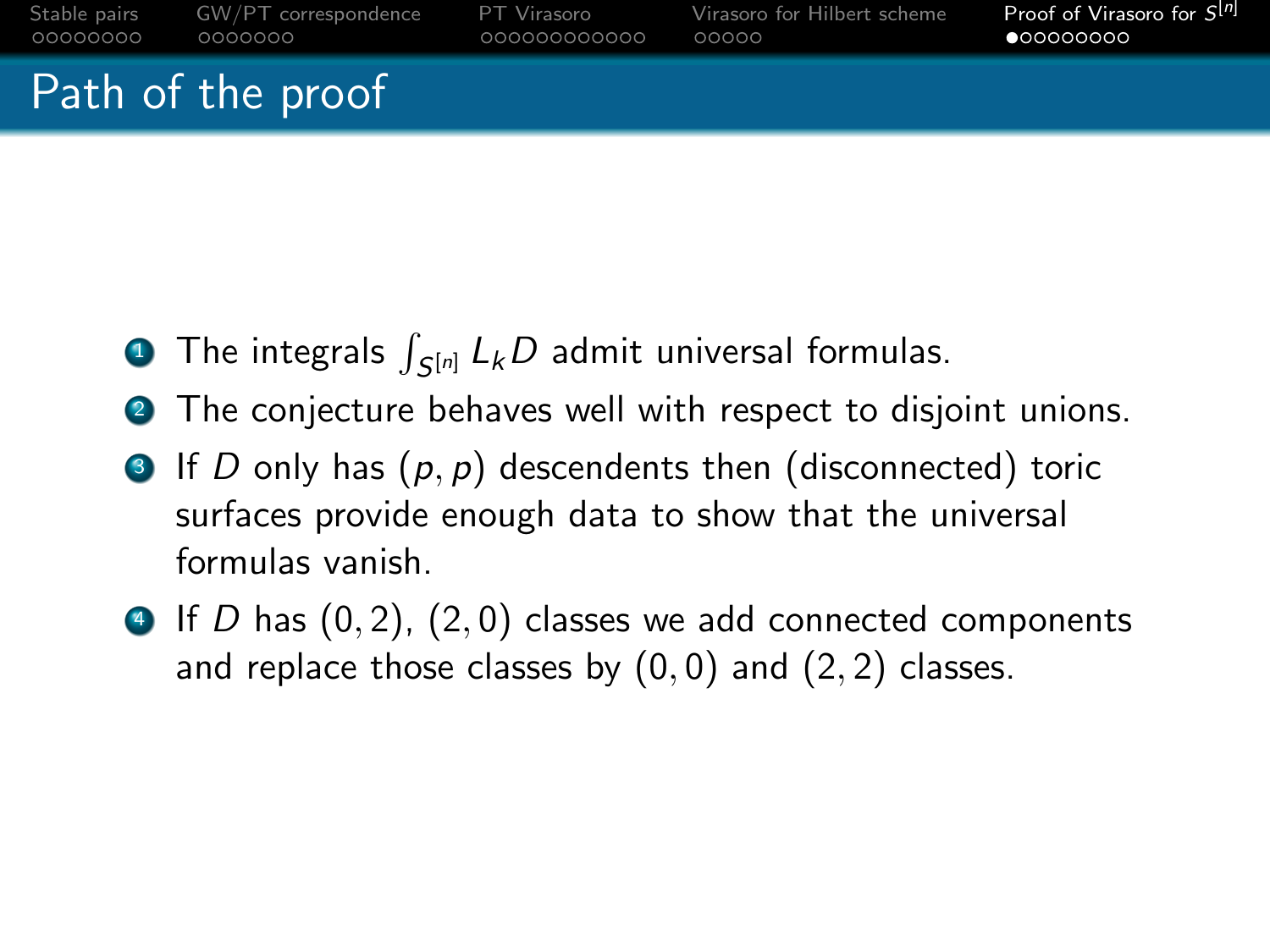# Path of the proof

1. The integrals $\int_{S^{[n]}} L_k D$ admit universal formulas.
2. The conjecture behaves well with respect to disjoint unions.
3. If $D$ only has $(p,p)$ descendents then (disconnected) toric surfaces provide enough data to show that the universal formulas vanish.
4. If $D$ has $(0,2)$, $(2,0)$ classes we add connected components and replace those classes by $(0,0)$ and $(2,2)$ classes.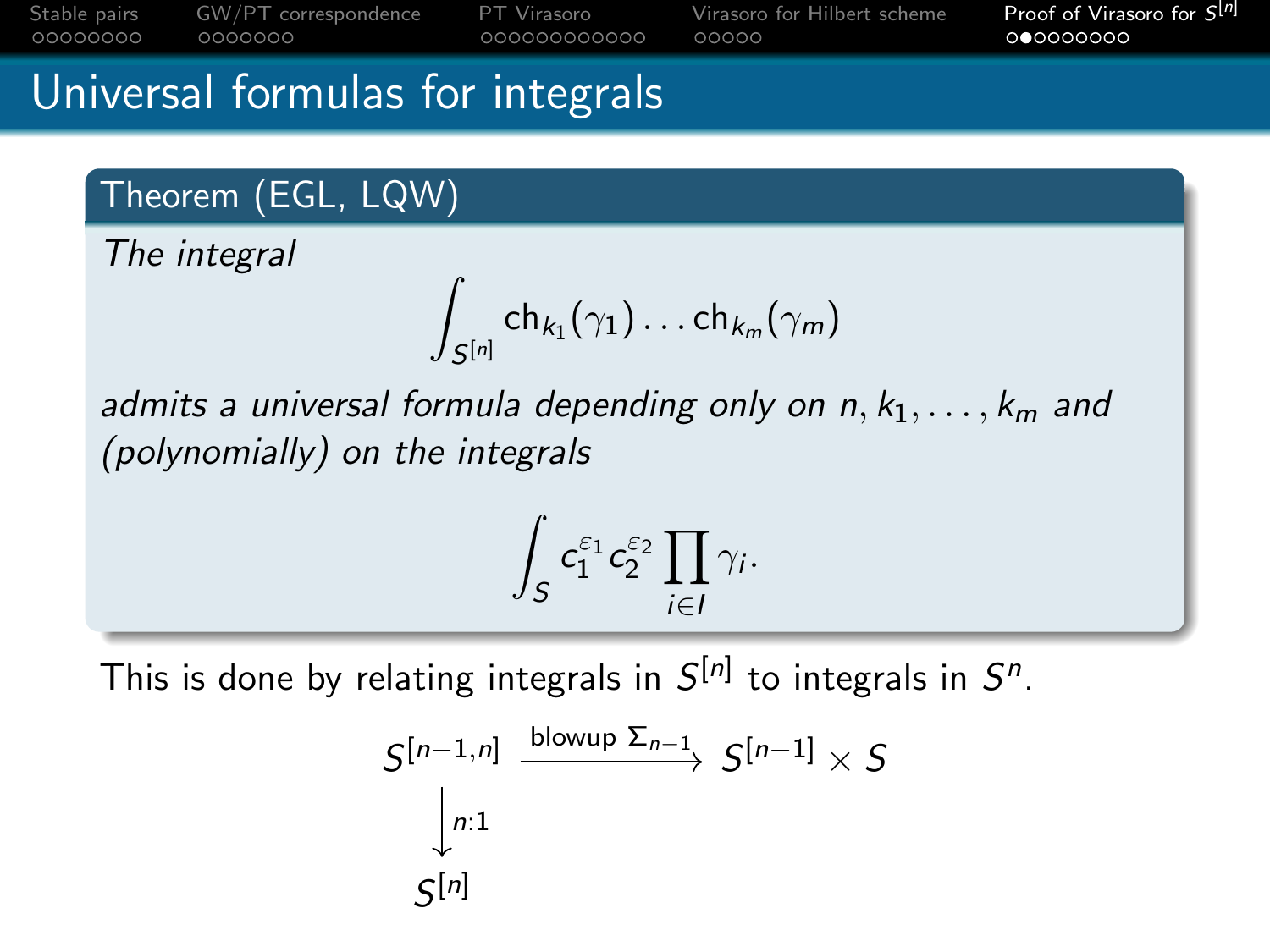# Universal formulas for integrals

**Theorem (EGL, LQW)**

*The integral*

$$\int_{S^{[n]}} \mathrm{ch}_{k_1}(\gamma_1)\dots\mathrm{ch}_{k_m}(\gamma_m)$$

*admits a universal formula depending only on $n, k_1, \dots, k_m$ and (polynomially) on the integrals*

$$\int_S c_1^{\varepsilon_1} c_2^{\varepsilon_2} \prod_{i\in I} \gamma_i .$$

This is done by relating integrals in $S^{[n]}$ to integrals in $S^n$.

$$\begin{array}{ccc} S^{[n-1,n]} & \xrightarrow{\text{blowup } \Sigma_{n-1}} & S^{[n-1]} \times S \\ \big\downarrow {\scriptstyle n:1} & & \\ S^{[n]} & & \end{array}$$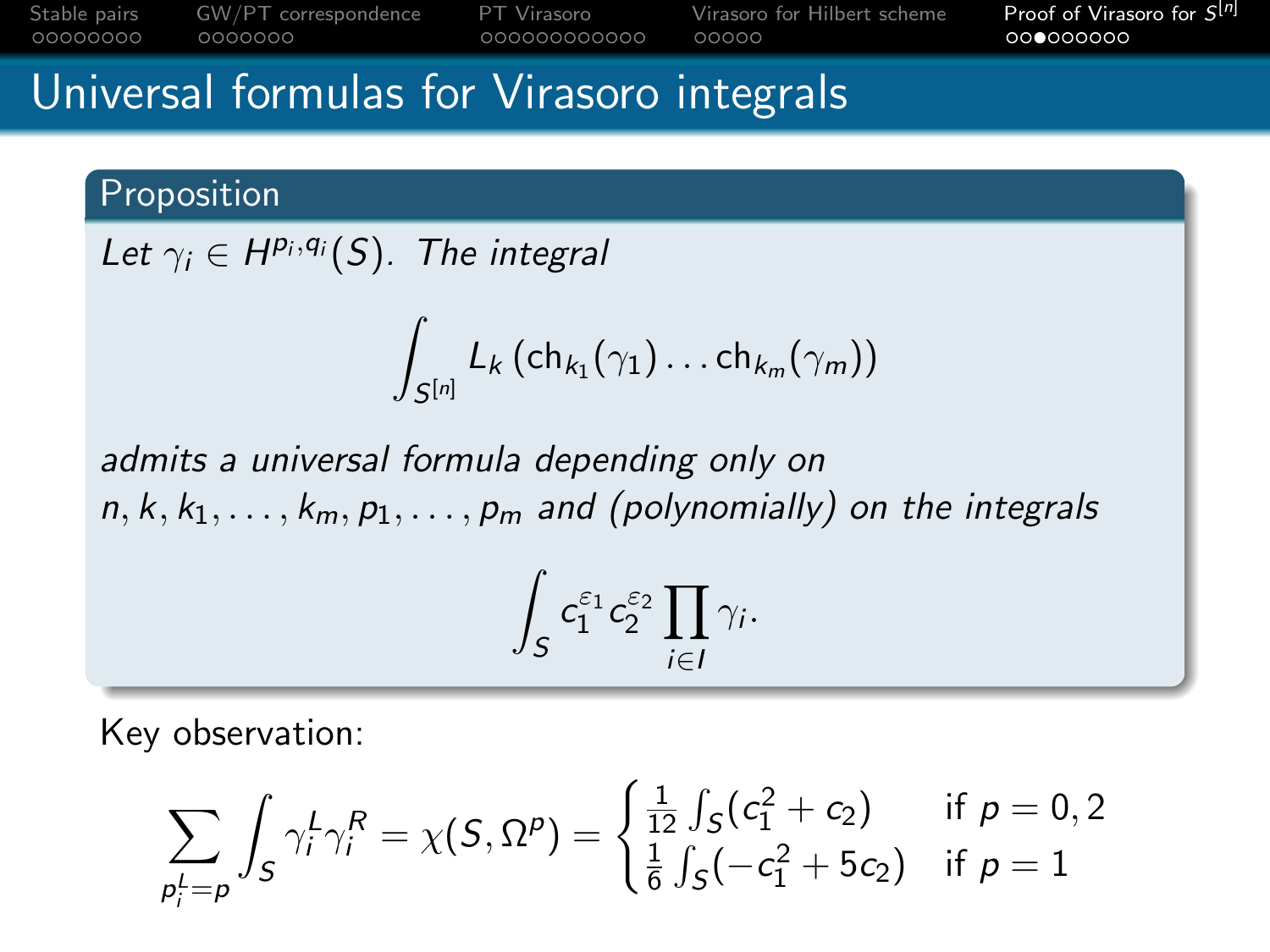# Universal formulas for Virasoro integrals

**Proposition**

*Let $\gamma_i \in H^{p_i,q_i}(S)$. The integral*

$$\int_{S^{[n]}} L_k\left(\mathrm{ch}_{k_1}(\gamma_1)\ldots\mathrm{ch}_{k_m}(\gamma_m)\right)$$

*admits a universal formula depending only on $n, k, k_1, \ldots, k_m, p_1, \ldots, p_m$ and (polynomially) on the integrals*

$$\int_S c_1^{\varepsilon_1} c_2^{\varepsilon_2} \prod_{i\in I} \gamma_i.$$

Key observation:

$$\sum_{p_i^L = p} \int_S \gamma_i^L \gamma_i^R = \chi(S, \Omega^p) = \begin{cases} \frac{1}{12}\int_S (c_1^2 + c_2) & \text{if } p = 0, 2 \\ \frac{1}{6}\int_S(-c_1^2 + 5c_2) & \text{if } p = 1 \end{cases}$$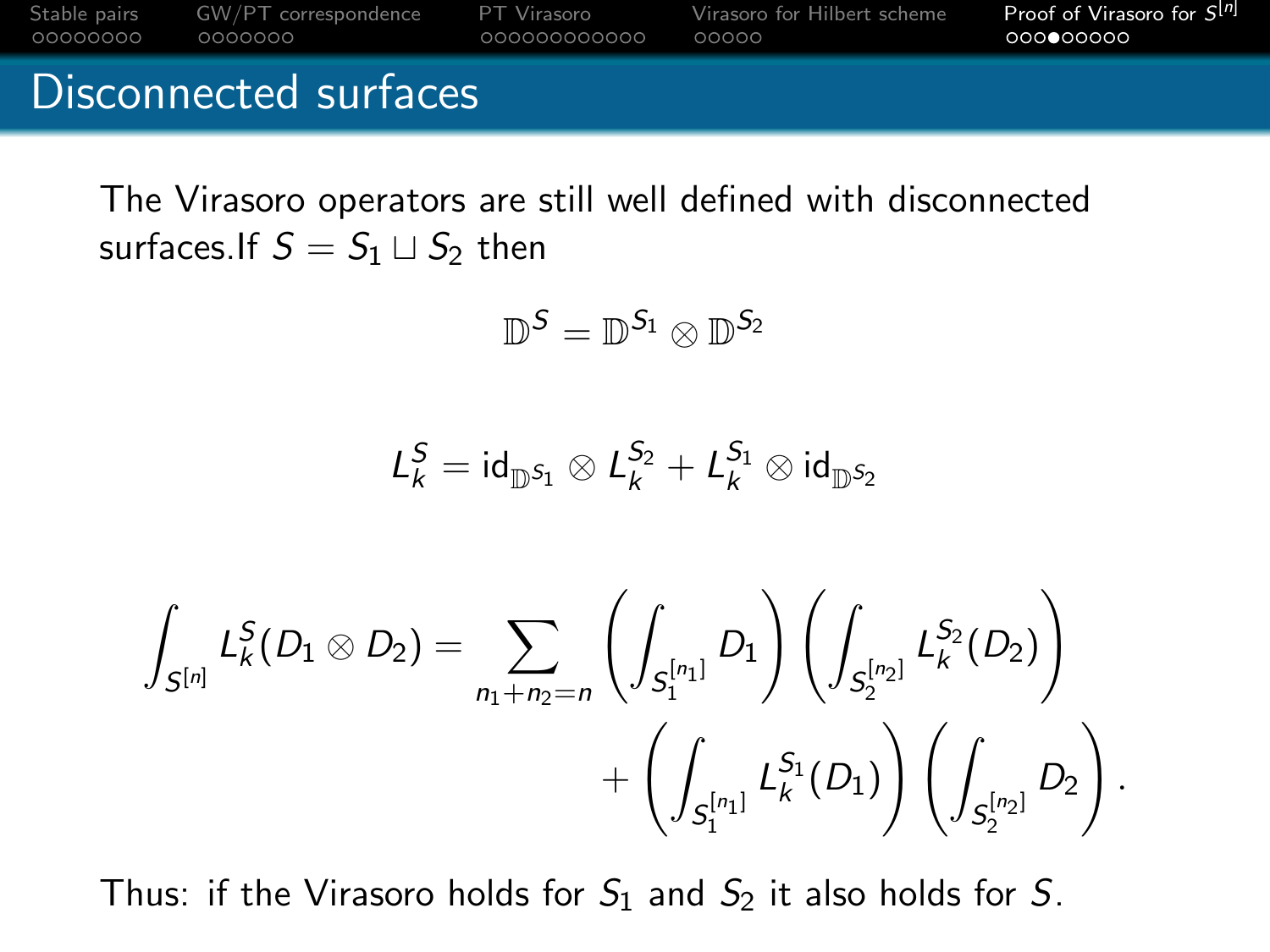## Disconnected surfaces

The Virasoro operators are still well defined with disconnected surfaces.If $S = S_1 \sqcup S_2$ then

$$\mathbb{D}^S = \mathbb{D}^{S_1} \otimes \mathbb{D}^{S_2}$$

$$L_k^S = \mathrm{id}_{\mathbb{D}^{S_1}} \otimes L_k^{S_2} + L_k^{S_1} \otimes \mathrm{id}_{\mathbb{D}^{S_2}}$$

$$\int_{S^{[n]}} L_k^S(D_1 \otimes D_2) = \sum_{n_1+n_2=n} \left(\int_{S_1^{[n_1]}} D_1\right)\left(\int_{S_2^{[n_2]}} L_k^{S_2}(D_2)\right) + \left(\int_{S_1^{[n_1]}} L_k^{S_1}(D_1)\right)\left(\int_{S_2^{[n_2]}} D_2\right).$$

Thus: if the Virasoro holds for $S_1$ and $S_2$ it also holds for $S$.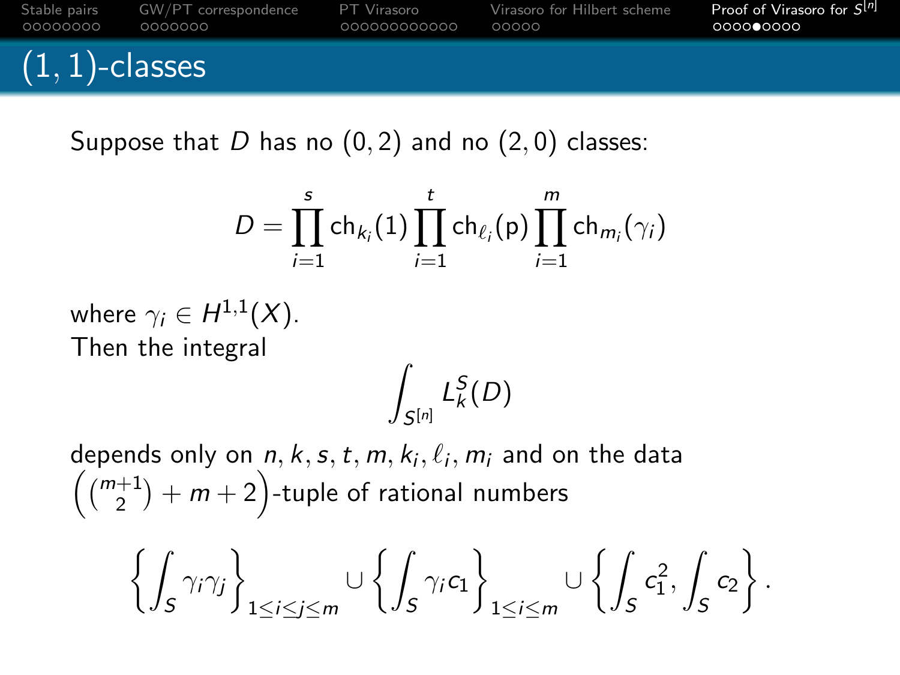## $(1,1)$-classes

Suppose that $D$ has no $(0,2)$ and no $(2,0)$ classes:

$$D = \prod_{i=1}^{s} \mathrm{ch}_{k_i}(1) \prod_{i=1}^{t} \mathrm{ch}_{\ell_i}(\mathrm{p}) \prod_{i=1}^{m} \mathrm{ch}_{m_i}(\gamma_i)$$

where $\gamma_i \in H^{1,1}(X)$.
Then the integral

$$\int_{S^{[n]}} L_k^S(D)$$

depends only on $n, k, s, t, m, k_i, \ell_i, m_i$ and on the data $\left(\binom{m+1}{2} + m + 2\right)$-tuple of rational numbers

$$\left\{ \int_S \gamma_i \gamma_j \right\}_{1 \leq i \leq j \leq m} \cup \left\{ \int_S \gamma_i c_1 \right\}_{1 \leq i \leq m} \cup \left\{ \int_S c_1^2, \int_S c_2 \right\}.$$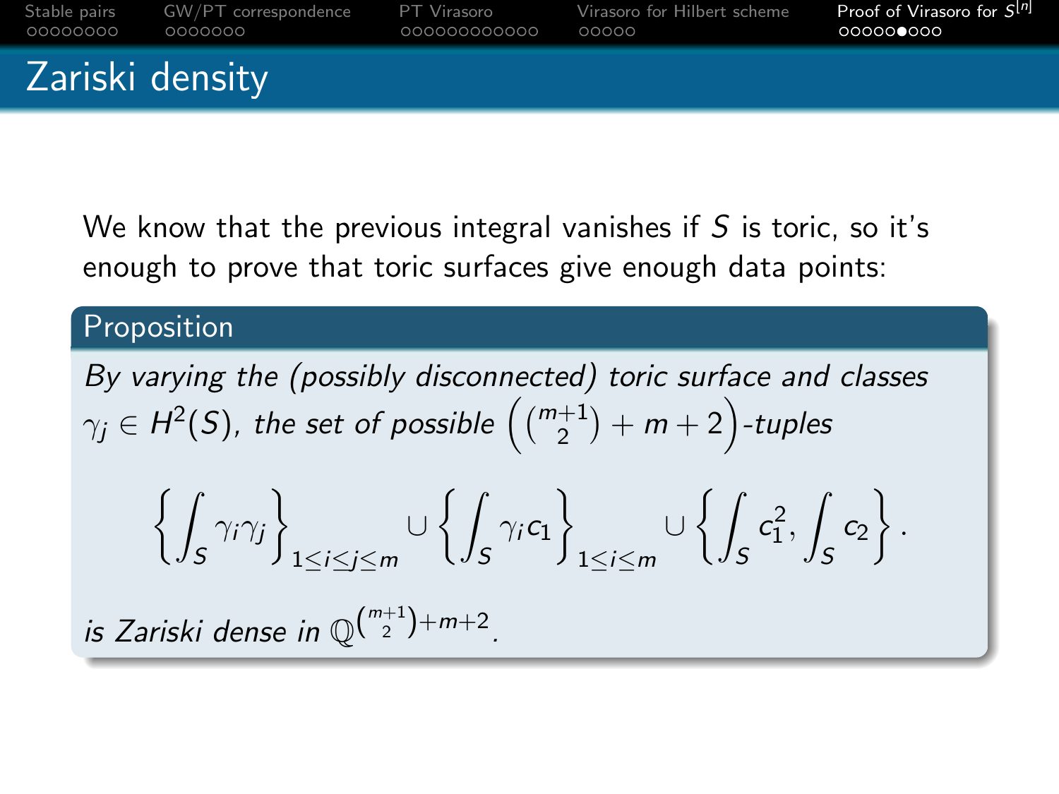## Zariski density

We know that the previous integral vanishes if $S$ is toric, so it's enough to prove that toric surfaces give enough data points:

**Proposition**

*By varying the (possibly disconnected) toric surface and classes $\gamma_j \in H^2(S)$, the set of possible $\left(\binom{m+1}{2} + m + 2\right)$-tuples*

$$\left\{\int_S \gamma_i \gamma_j\right\}_{1\leq i \leq j \leq m} \cup \left\{\int_S \gamma_i c_1\right\}_{1 \leq i \leq m} \cup \left\{\int_S c_1^2, \int_S c_2\right\}.$$

*is Zariski dense in $\mathbb{Q}^{\binom{m+1}{2}+m+2}$.*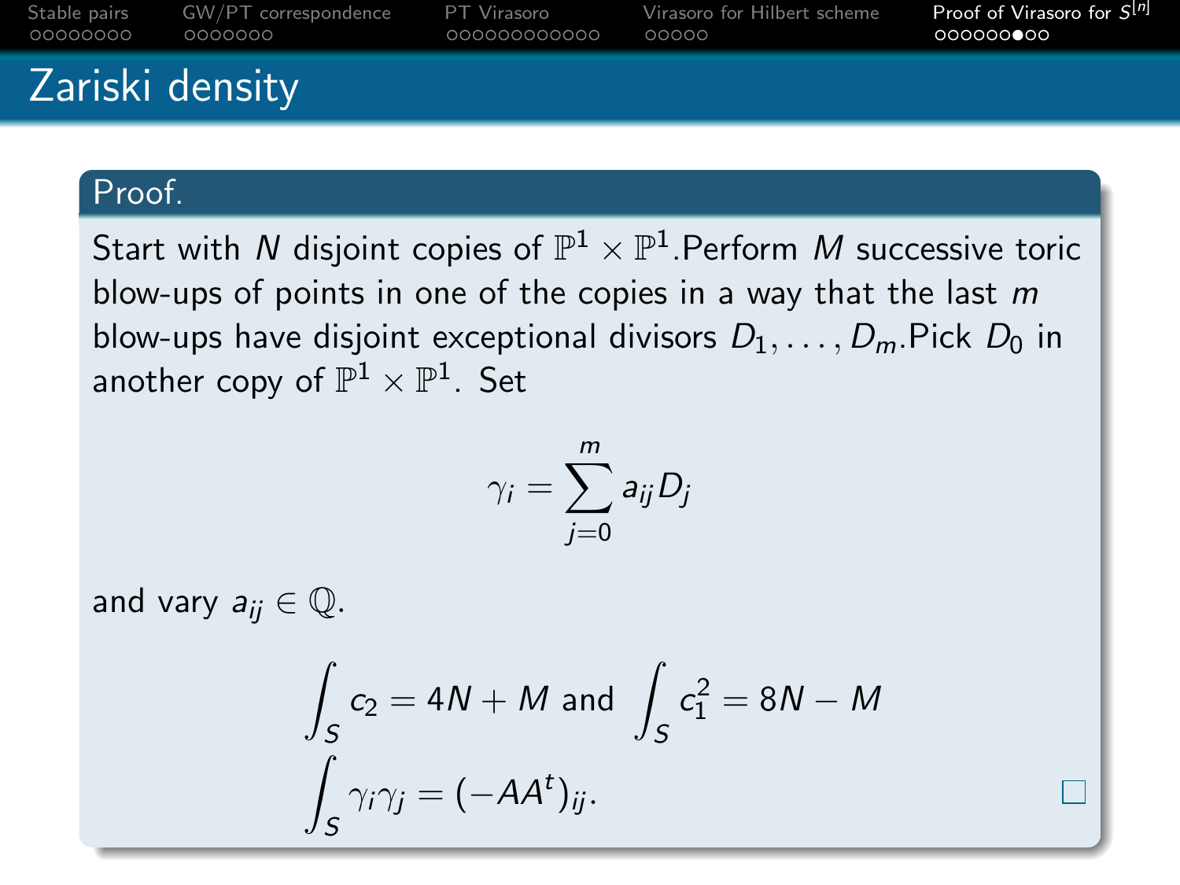# Zariski density

**Proof.**

Start with $N$ disjoint copies of $\mathbb{P}^1 \times \mathbb{P}^1$.Perform $M$ successive toric blow-ups of points in one of the copies in a way that the last $m$ blow-ups have disjoint exceptional divisors $D_1, \ldots, D_m$.Pick $D_0$ in another copy of $\mathbb{P}^1 \times \mathbb{P}^1$. Set

$$\gamma_i = \sum_{j=0}^{m} a_{ij} D_j$$

and vary $a_{ij} \in \mathbb{Q}$.

$$\int_S c_2 = 4N + M \text{ and } \int_S c_1^2 = 8N - M$$

$$\int_S \gamma_i \gamma_j = (-AA^t)_{ij}.$$

□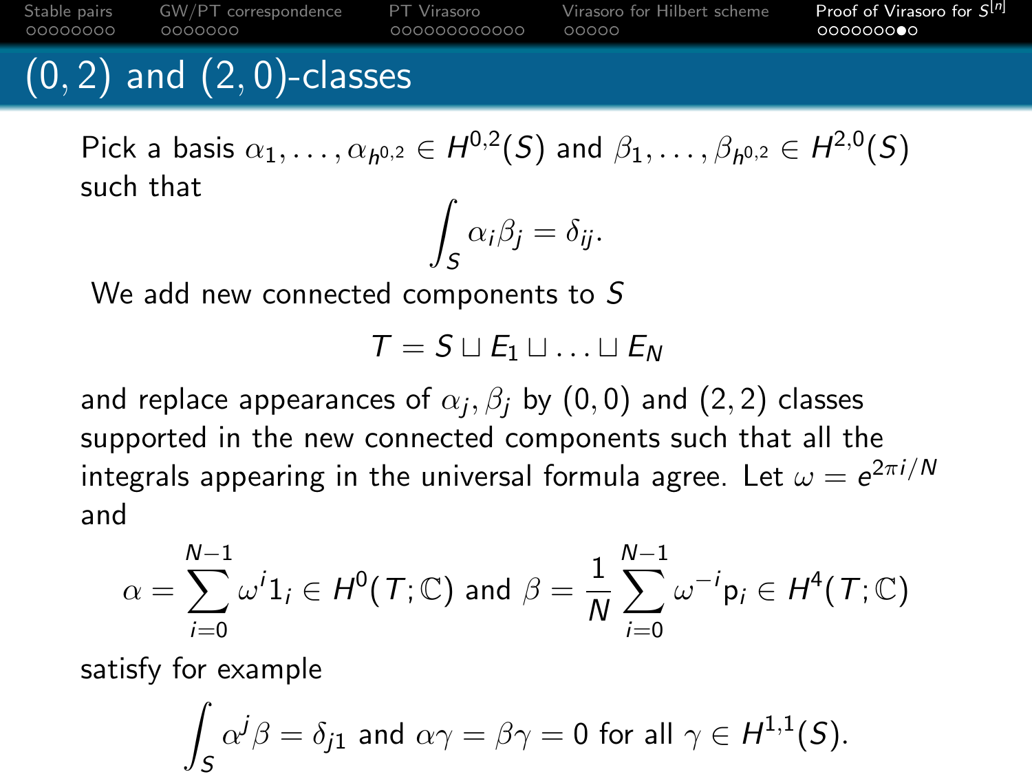# $(0,2)$ and $(2,0)$-classes

Pick a basis $\alpha_1, \ldots, \alpha_{h^{0,2}} \in H^{0,2}(S)$ and $\beta_1, \ldots, \beta_{h^{0,2}} \in H^{2,0}(S)$ such that

$$\int_S \alpha_i \beta_j = \delta_{ij}.$$

We add new connected components to $S$

$$T = S \sqcup E_1 \sqcup \ldots \sqcup E_N$$

and replace appearances of $\alpha_j, \beta_j$ by $(0,0)$ and $(2,2)$ classes supported in the new connected components such that all the integrals appearing in the universal formula agree. Let $\omega = e^{2\pi i/N}$ and

$$\alpha = \sum_{i=0}^{N-1} \omega^i 1_i \in H^0(T;\mathbb{C}) \text{ and } \beta = \frac{1}{N}\sum_{i=0}^{N-1} \omega^{-i} \mathsf{p}_i \in H^4(T;\mathbb{C})$$

satisfy for example

$$\int_S \alpha^j \beta = \delta_{j1} \text{ and } \alpha\gamma = \beta\gamma = 0 \text{ for all } \gamma \in H^{1,1}(S).$$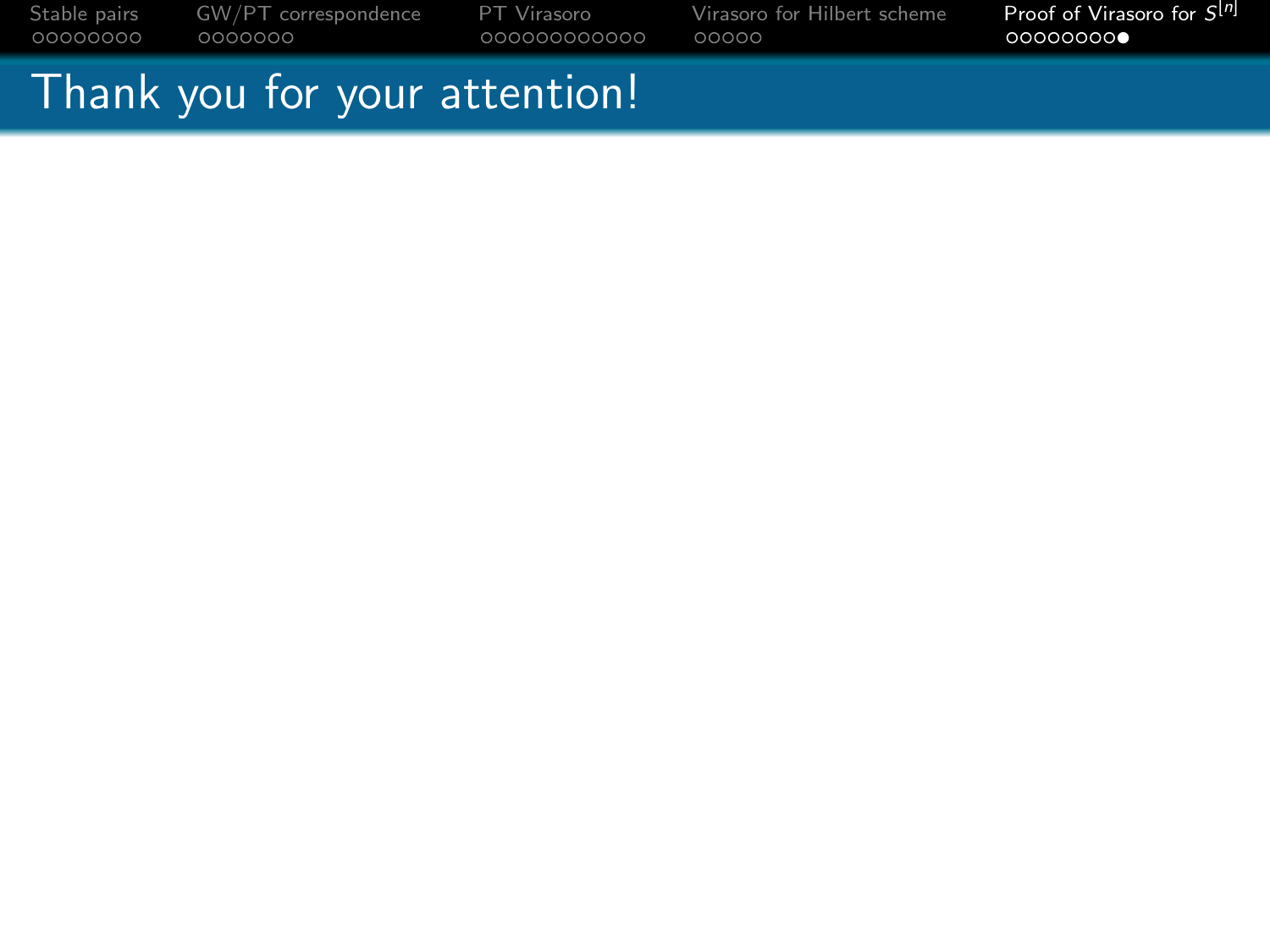# Thank you for your attention!